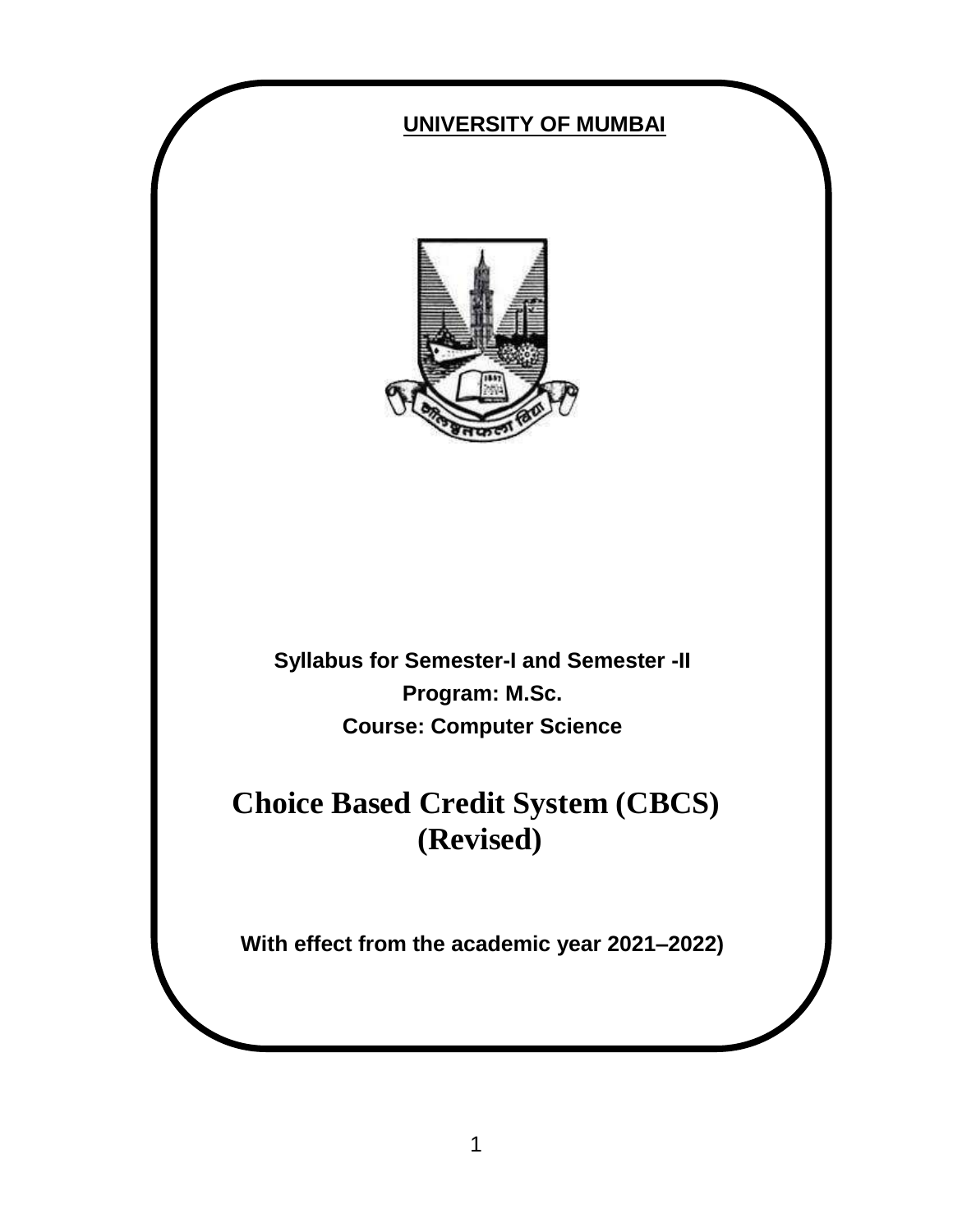**UNIVERSITY OF MUMBAI**

**Syllabus for Semester-I and Semester -II**

**Program: M.Sc.**

**Course: Computer Science**

# Choice Based Credit System (CBCS)
# (Revised)

**With effect from the academic year 2021–2022)**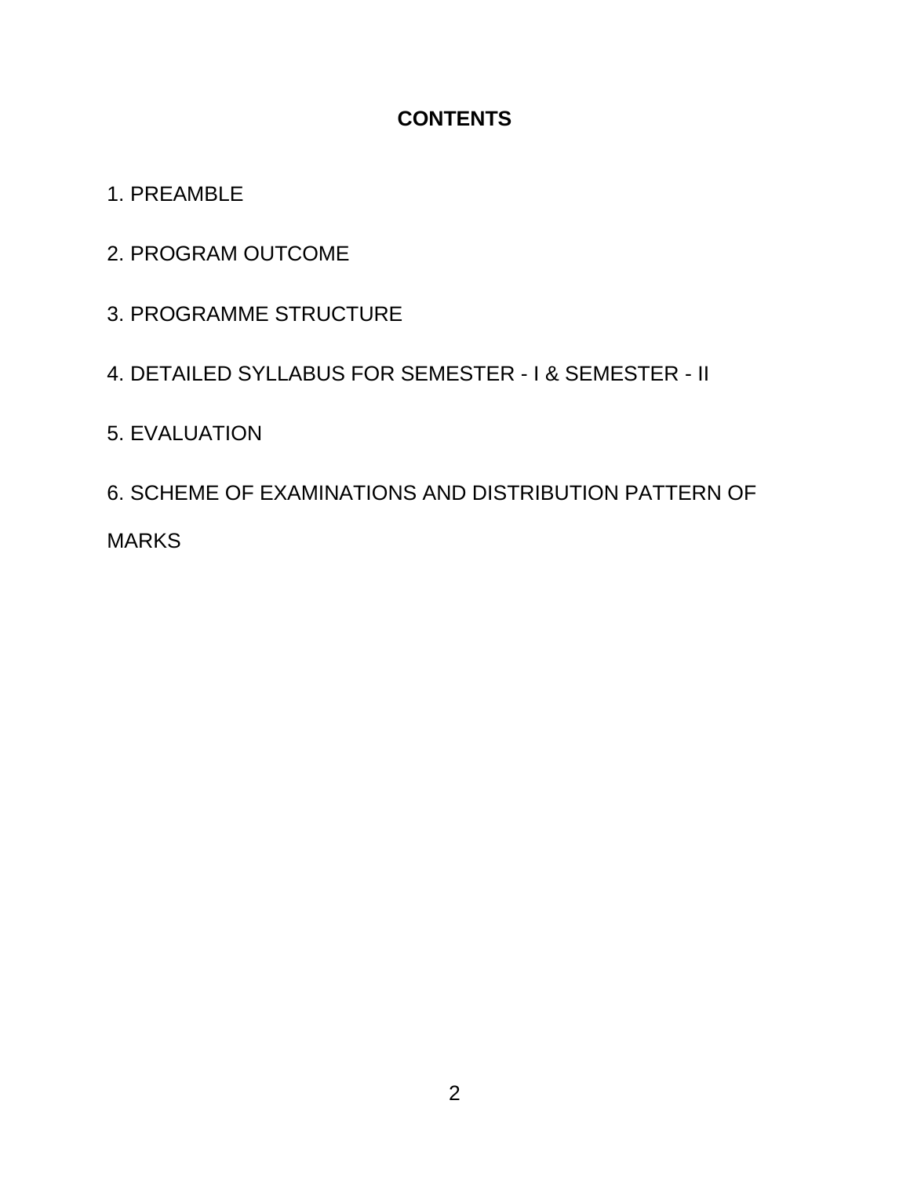# CONTENTS

1. PREAMBLE
2. PROGRAM OUTCOME
3. PROGRAMME STRUCTURE
4. DETAILED SYLLABUS FOR SEMESTER - I & SEMESTER - II
5. EVALUATION
6. SCHEME OF EXAMINATIONS AND DISTRIBUTION PATTERN OF MARKS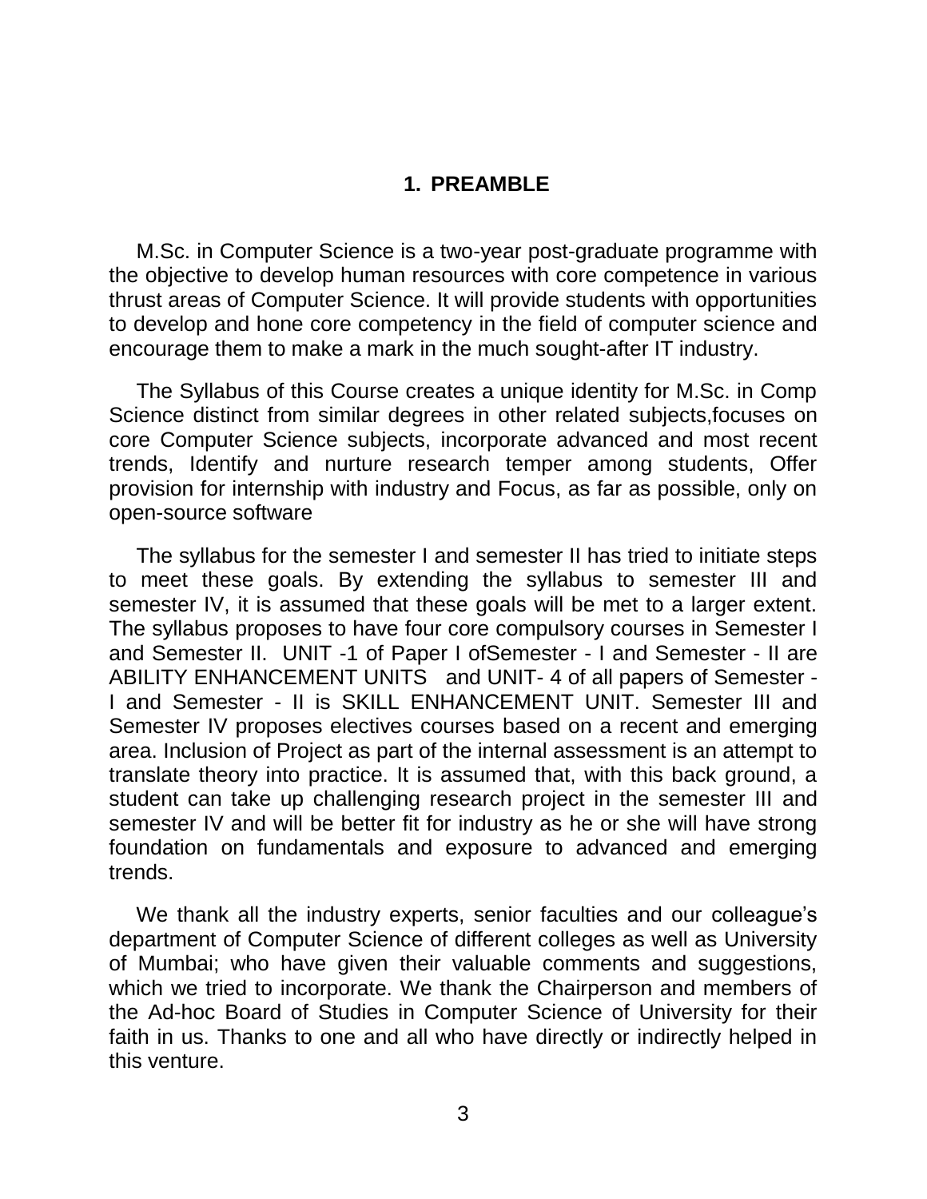# 1. PREAMBLE

M.Sc. in Computer Science is a two-year post-graduate programme with the objective to develop human resources with core competence in various thrust areas of Computer Science. It will provide students with opportunities to develop and hone core competency in the field of computer science and encourage them to make a mark in the much sought-after IT industry.

The Syllabus of this Course creates a unique identity for M.Sc. in Comp Science distinct from similar degrees in other related subjects,focuses on core Computer Science subjects, incorporate advanced and most recent trends, Identify and nurture research temper among students, Offer provision for internship with industry and Focus, as far as possible, only on open-source software

The syllabus for the semester I and semester II has tried to initiate steps to meet these goals. By extending the syllabus to semester III and semester IV, it is assumed that these goals will be met to a larger extent. The syllabus proposes to have four core compulsory courses in Semester I and Semester II. UNIT -1 of Paper I ofSemester - I and Semester - II are ABILITY ENHANCEMENT UNITS and UNIT- 4 of all papers of Semester - I and Semester - II is SKILL ENHANCEMENT UNIT. Semester III and Semester IV proposes electives courses based on a recent and emerging area. Inclusion of Project as part of the internal assessment is an attempt to translate theory into practice. It is assumed that, with this back ground, a student can take up challenging research project in the semester III and semester IV and will be better fit for industry as he or she will have strong foundation on fundamentals and exposure to advanced and emerging trends.

We thank all the industry experts, senior faculties and our colleague's department of Computer Science of different colleges as well as University of Mumbai; who have given their valuable comments and suggestions, which we tried to incorporate. We thank the Chairperson and members of the Ad-hoc Board of Studies in Computer Science of University for their faith in us. Thanks to one and all who have directly or indirectly helped in this venture.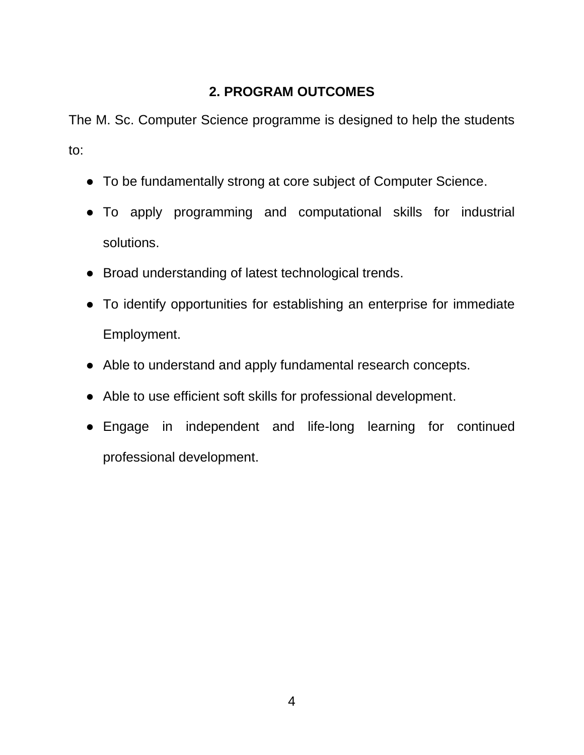## 2. PROGRAM OUTCOMES

The M. Sc. Computer Science programme is designed to help the students to:

- To be fundamentally strong at core subject of Computer Science.
- To apply programming and computational skills for industrial solutions.
- Broad understanding of latest technological trends.
- To identify opportunities for establishing an enterprise for immediate Employment.
- Able to understand and apply fundamental research concepts.
- Able to use efficient soft skills for professional development.
- Engage in independent and life-long learning for continued professional development.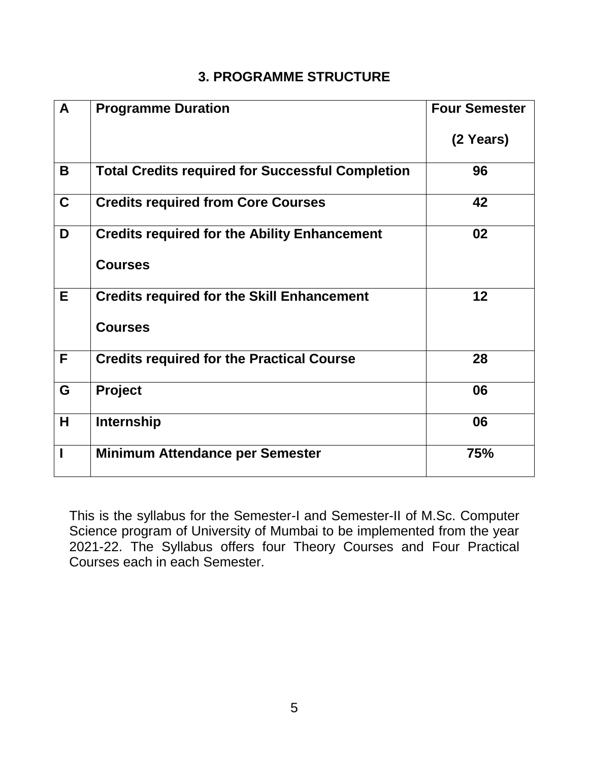## 3. PROGRAMME STRUCTURE

| | | |
|---|---|---|
| **A** | **Programme Duration** | **Four Semester (2 Years)** |
| **B** | **Total Credits required for Successful Completion** | **96** |
| **C** | **Credits required from Core Courses** | **42** |
| **D** | **Credits required for the Ability Enhancement Courses** | **02** |
| **E** | **Credits required for the Skill Enhancement Courses** | **12** |
| **F** | **Credits required for the Practical Course** | **28** |
| **G** | **Project** | **06** |
| **H** | **Internship** | **06** |
| **I** | **Minimum Attendance per Semester** | **75%** |

This is the syllabus for the Semester-I and Semester-II of M.Sc. Computer Science program of University of Mumbai to be implemented from the year 2021-22. The Syllabus offers four Theory Courses and Four Practical Courses each in each Semester.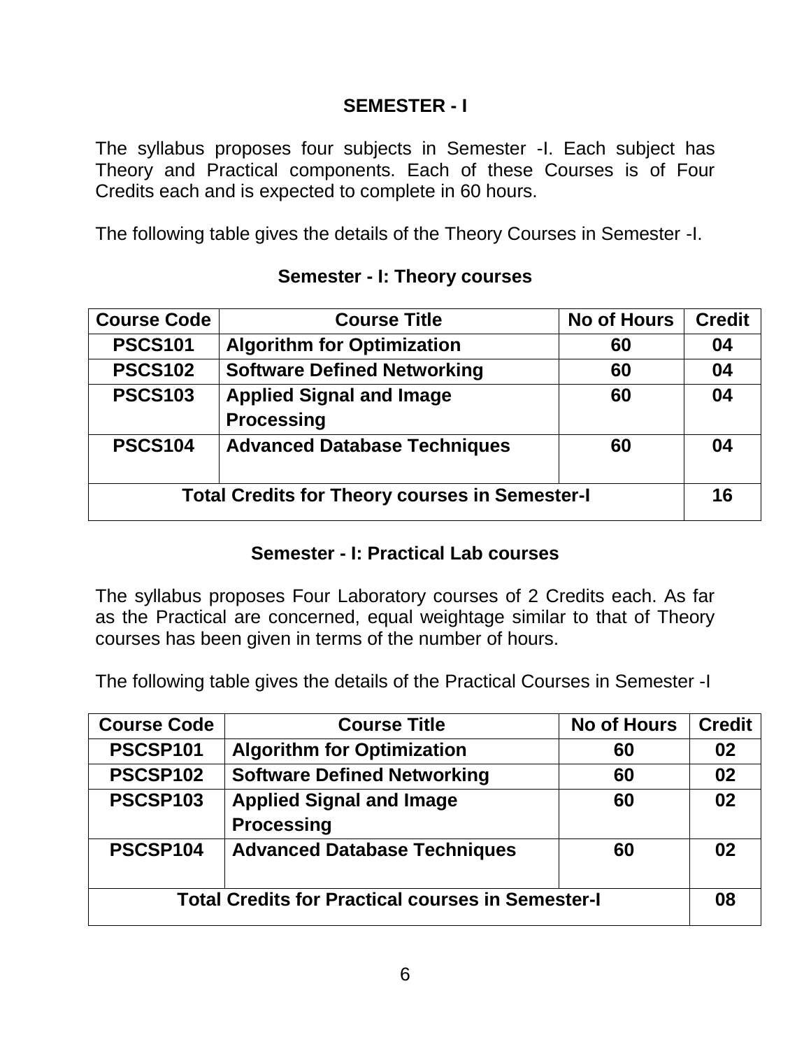## SEMESTER - I

The syllabus proposes four subjects in Semester -I. Each subject has Theory and Practical components. Each of these Courses is of Four Credits each and is expected to complete in 60 hours.

The following table gives the details of the Theory Courses in Semester -I.

### Semester - I: Theory courses

| Course Code | Course Title | No of Hours | Credit |
|---|---|---|---|
| **PSCS101** | **Algorithm for Optimization** | **60** | **04** |
| **PSCS102** | **Software Defined Networking** | **60** | **04** |
| **PSCS103** | **Applied Signal and Image Processing** | **60** | **04** |
| **PSCS104** | **Advanced Database Techniques** | **60** | **04** |
| **Total Credits for Theory courses in Semester-I** | | | **16** |

### Semester - I: Practical Lab courses

The syllabus proposes Four Laboratory courses of 2 Credits each. As far as the Practical are concerned, equal weightage similar to that of Theory courses has been given in terms of the number of hours.

The following table gives the details of the Practical Courses in Semester -I

| Course Code | Course Title | No of Hours | Credit |
|---|---|---|---|
| **PSCSP101** | **Algorithm for Optimization** | **60** | **02** |
| **PSCSP102** | **Software Defined Networking** | **60** | **02** |
| **PSCSP103** | **Applied Signal and Image Processing** | **60** | **02** |
| **PSCSP104** | **Advanced Database Techniques** | **60** | **02** |
| **Total Credits for Practical courses in Semester-I** | | | **08** |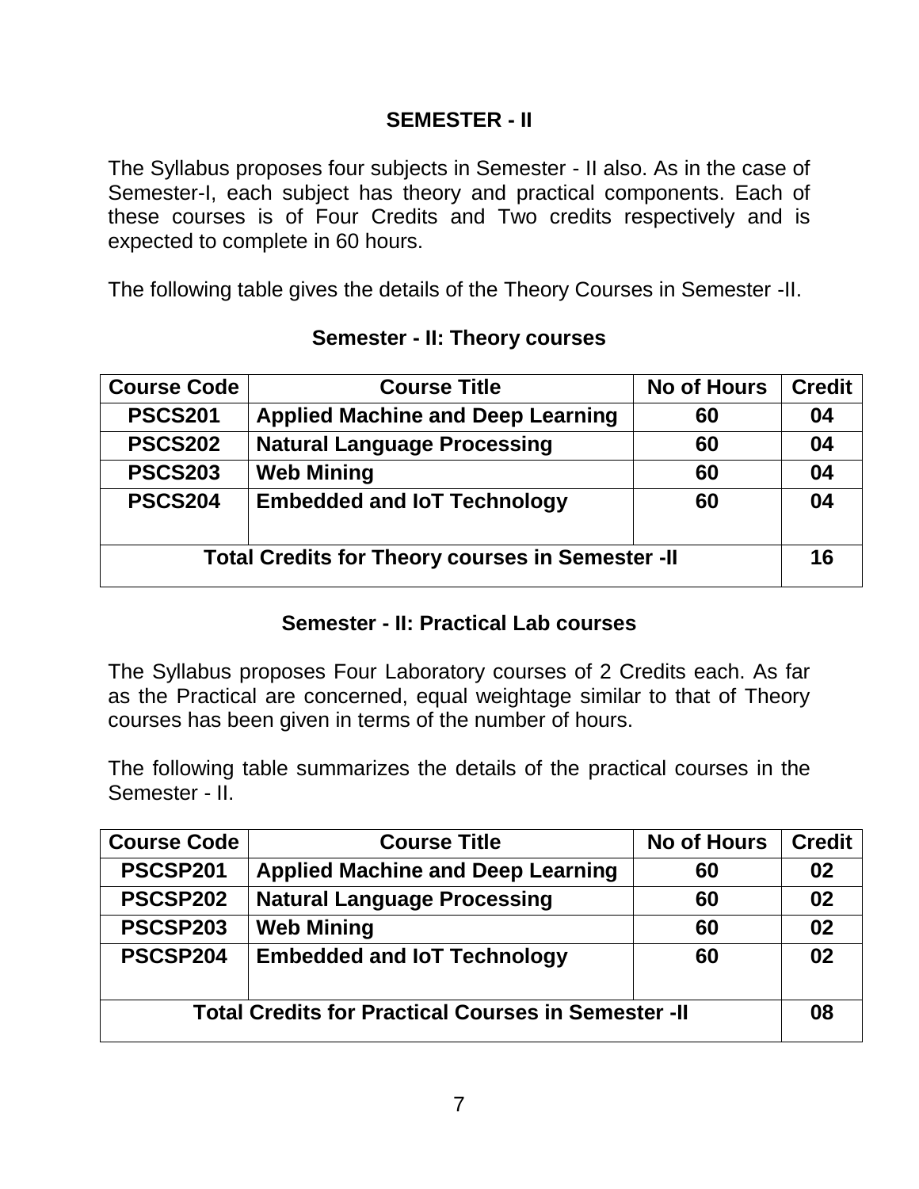## SEMESTER - II

The Syllabus proposes four subjects in Semester - II also. As in the case of Semester-I, each subject has theory and practical components. Each of these courses is of Four Credits and Two credits respectively and is expected to complete in 60 hours.

The following table gives the details of the Theory Courses in Semester -II.

### Semester - II: Theory courses

| Course Code | Course Title | No of Hours | Credit |
|---|---|---|---|
| **PSCS201** | **Applied Machine and Deep Learning** | **60** | **04** |
| **PSCS202** | **Natural Language Processing** | **60** | **04** |
| **PSCS203** | **Web Mining** | **60** | **04** |
| **PSCS204** | **Embedded and IoT Technology** | **60** | **04** |
| **Total Credits for Theory courses in Semester -II** | | | **16** |

### Semester - II: Practical Lab courses

The Syllabus proposes Four Laboratory courses of 2 Credits each. As far as the Practical are concerned, equal weightage similar to that of Theory courses has been given in terms of the number of hours.

The following table summarizes the details of the practical courses in the Semester - II.

| Course Code | Course Title | No of Hours | Credit |
|---|---|---|---|
| **PSCSP201** | **Applied Machine and Deep Learning** | **60** | **02** |
| **PSCSP202** | **Natural Language Processing** | **60** | **02** |
| **PSCSP203** | **Web Mining** | **60** | **02** |
| **PSCSP204** | **Embedded and IoT Technology** | **60** | **02** |
| **Total Credits for Practical Courses in Semester -II** | | | **08** |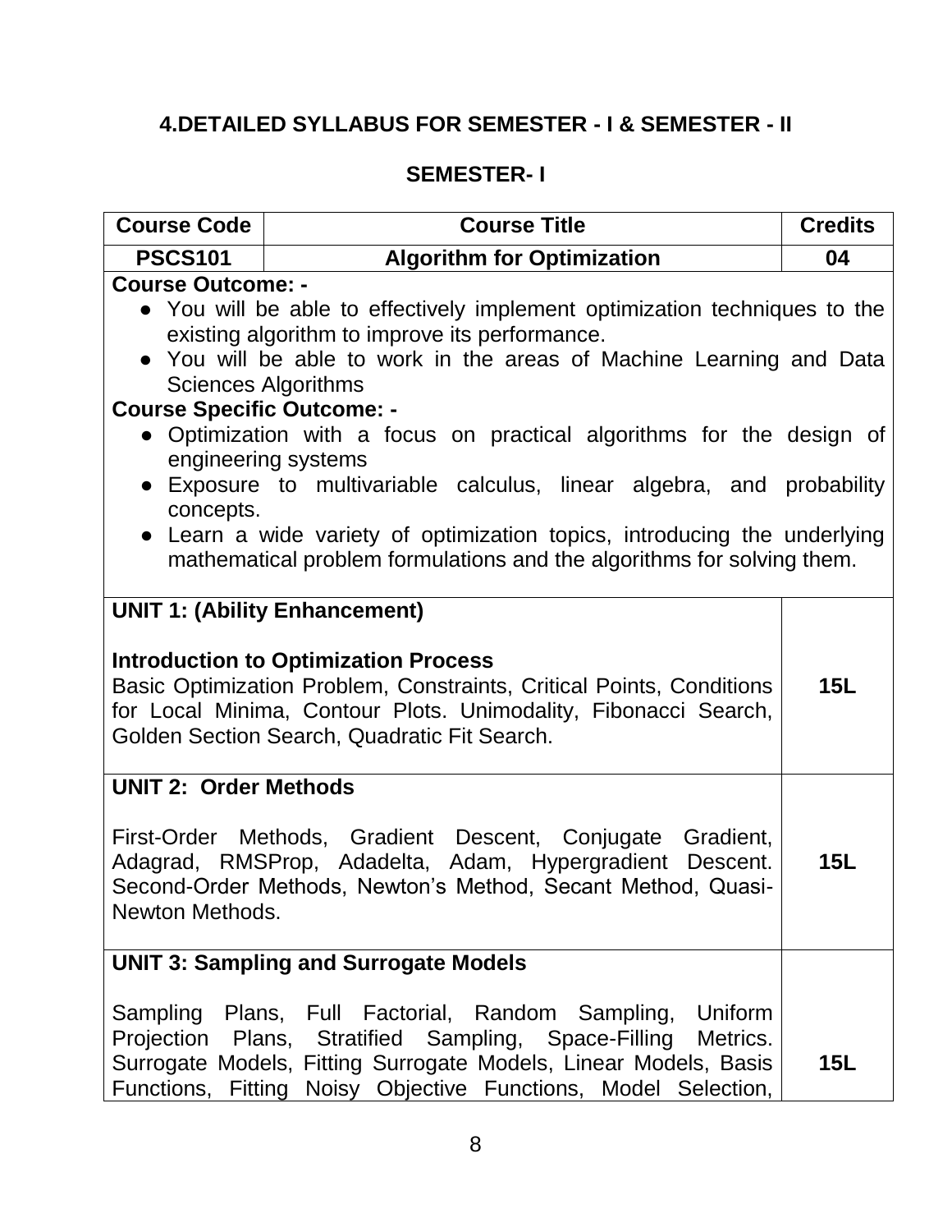## 4.DETAILED SYLLABUS FOR SEMESTER - I & SEMESTER - II

### SEMESTER- I

| Course Code | Course Title | Credits |
|---|---|---|
| **PSCS101** | **Algorithm for Optimization** | **04** |

**Course Outcome: -**

- You will be able to effectively implement optimization techniques to the existing algorithm to improve its performance.
- You will be able to work in the areas of Machine Learning and Data Sciences Algorithms

**Course Specific Outcome: -**

- Optimization with a focus on practical algorithms for the design of engineering systems
- Exposure to multivariable calculus, linear algebra, and probability concepts.
- Learn a wide variety of optimization topics, introducing the underlying mathematical problem formulations and the algorithms for solving them.

| Unit | Lectures |
|---|---|
| **UNIT 1: (Ability Enhancement)**<br><br>**Introduction to Optimization Process**<br>Basic Optimization Problem, Constraints, Critical Points, Conditions for Local Minima, Contour Plots. Unimodality, Fibonacci Search, Golden Section Search, Quadratic Fit Search. | **15L** |
| **UNIT 2: Order Methods**<br><br>First-Order Methods, Gradient Descent, Conjugate Gradient, Adagrad, RMSProp, Adadelta, Adam, Hypergradient Descent. Second-Order Methods, Newton's Method, Secant Method, Quasi-Newton Methods. | **15L** |
| **UNIT 3: Sampling and Surrogate Models**<br><br>Sampling Plans, Full Factorial, Random Sampling, Uniform Projection Plans, Stratified Sampling, Space-Filling Metrics. Surrogate Models, Fitting Surrogate Models, Linear Models, Basis Functions, Fitting Noisy Objective Functions, Model Selection, | **15L** |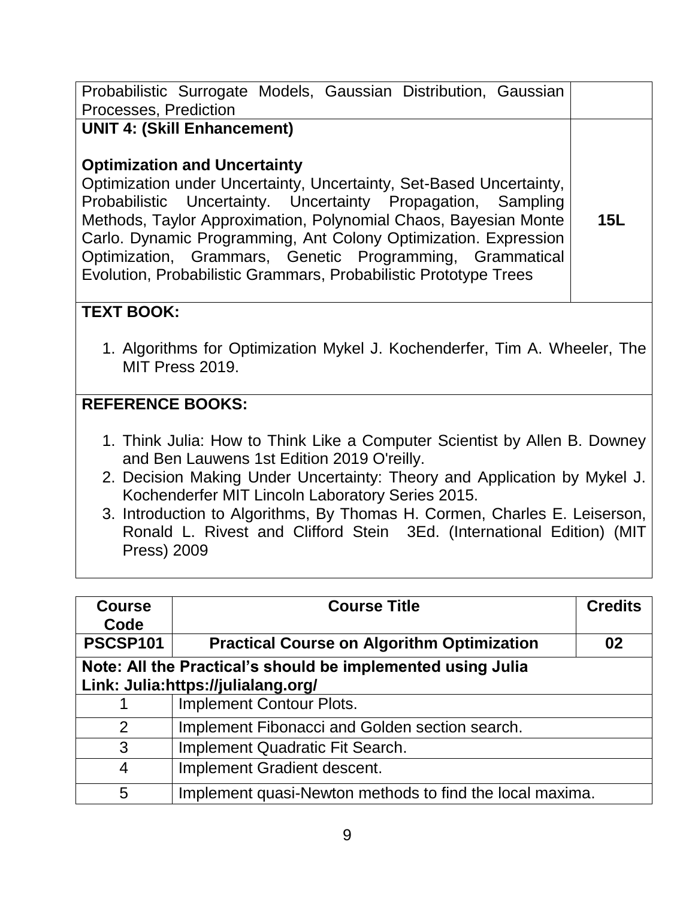| | |
|---|---|
| Probabilistic Surrogate Models, Gaussian Distribution, Gaussian Processes, Prediction | |
| **UNIT 4: (Skill Enhancement)**<br><br>**Optimization and Uncertainty**<br>Optimization under Uncertainty, Uncertainty, Set-Based Uncertainty, Probabilistic Uncertainty. Uncertainty Propagation, Sampling Methods, Taylor Approximation, Polynomial Chaos, Bayesian Monte Carlo. Dynamic Programming, Ant Colony Optimization. Expression Optimization, Grammars, Genetic Programming, Grammatical Evolution, Probabilistic Grammars, Probabilistic Prototype Trees | **15L** |

**TEXT BOOK:**

1. Algorithms for Optimization Mykel J. Kochenderfer, Tim A. Wheeler, The MIT Press 2019.

**REFERENCE BOOKS:**

1. Think Julia: How to Think Like a Computer Scientist by Allen B. Downey and Ben Lauwens 1st Edition 2019 O'reilly.
2. Decision Making Under Uncertainty: Theory and Application by Mykel J. Kochenderfer MIT Lincoln Laboratory Series 2015.
3. Introduction to Algorithms, By Thomas H. Cormen, Charles E. Leiserson, Ronald L. Rivest and Clifford Stein 3Ed. (International Edition) (MIT Press) 2009

| Course Code | Course Title | Credits |
|---|---|---|
| **PSCSP101** | **Practical Course on Algorithm Optimization** | **02** |
| **Note: All the Practical's should be implemented using Julia**<br>**Link: Julia:https://julialang.org/** | | |
| 1 | Implement Contour Plots. | |
| 2 | Implement Fibonacci and Golden section search. | |
| 3 | Implement Quadratic Fit Search. | |
| 4 | Implement Gradient descent. | |
| 5 | Implement quasi-Newton methods to find the local maxima. | |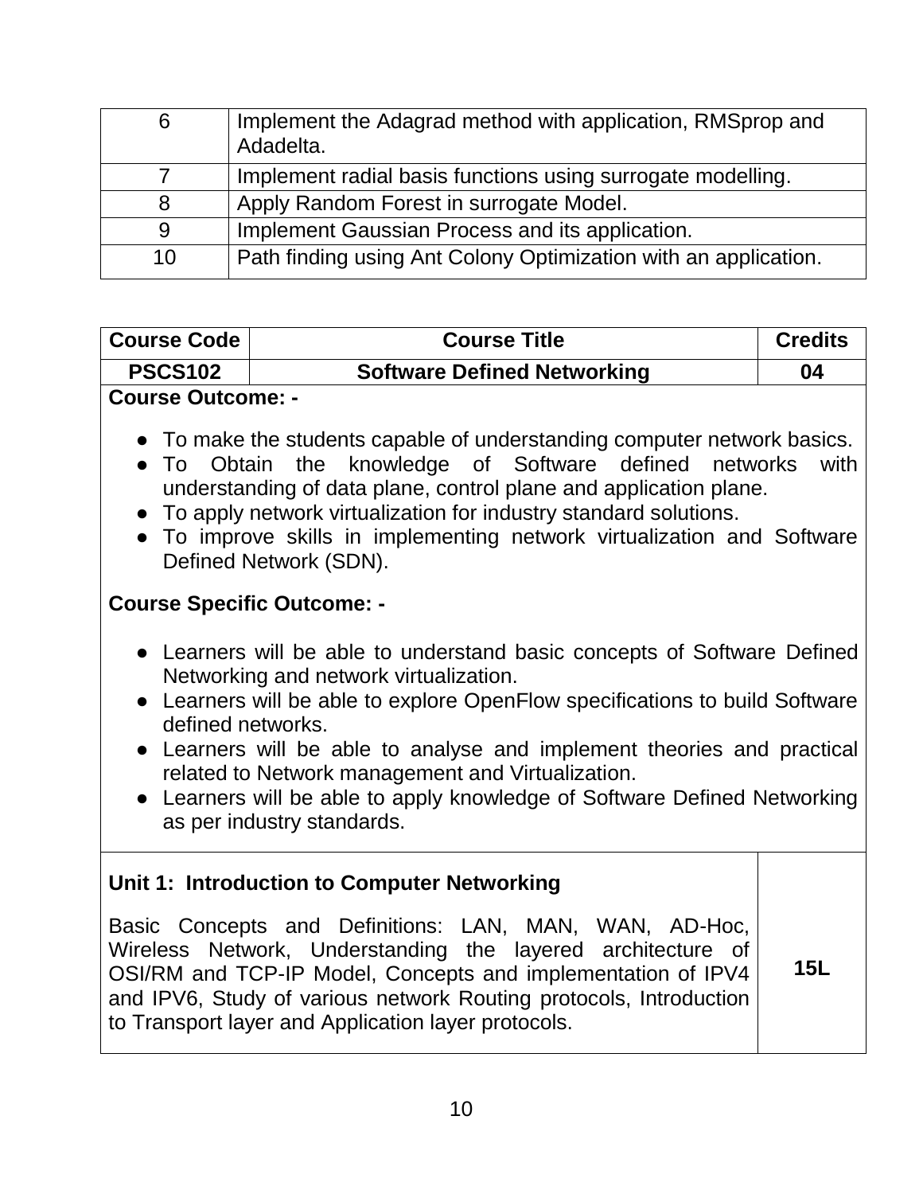| | |
|---|---|
| 6 | Implement the Adagrad method with application, RMSprop and Adadelta. |
| 7 | Implement radial basis functions using surrogate modelling. |
| 8 | Apply Random Forest in surrogate Model. |
| 9 | Implement Gaussian Process and its application. |
| 10 | Path finding using Ant Colony Optimization with an application. |

| Course Code | Course Title | Credits |
|---|---|---|
| **PSCS102** | **Software Defined Networking** | **04** |

**Course Outcome: -**

- To make the students capable of understanding computer network basics.
- To Obtain the knowledge of Software defined networks with understanding of data plane, control plane and application plane.
- To apply network virtualization for industry standard solutions.
- To improve skills in implementing network virtualization and Software Defined Network (SDN).

**Course Specific Outcome: -**

- Learners will be able to understand basic concepts of Software Defined Networking and network virtualization.
- Learners will be able to explore OpenFlow specifications to build Software defined networks.
- Learners will be able to analyse and implement theories and practical related to Network management and Virtualization.
- Learners will be able to apply knowledge of Software Defined Networking as per industry standards.

| | |
|---|---|
| **Unit 1: Introduction to Computer Networking**<br><br>Basic Concepts and Definitions: LAN, MAN, WAN, AD-Hoc, Wireless Network, Understanding the layered architecture of OSI/RM and TCP-IP Model, Concepts and implementation of IPV4 and IPV6, Study of various network Routing protocols, Introduction to Transport layer and Application layer protocols. | **15L** |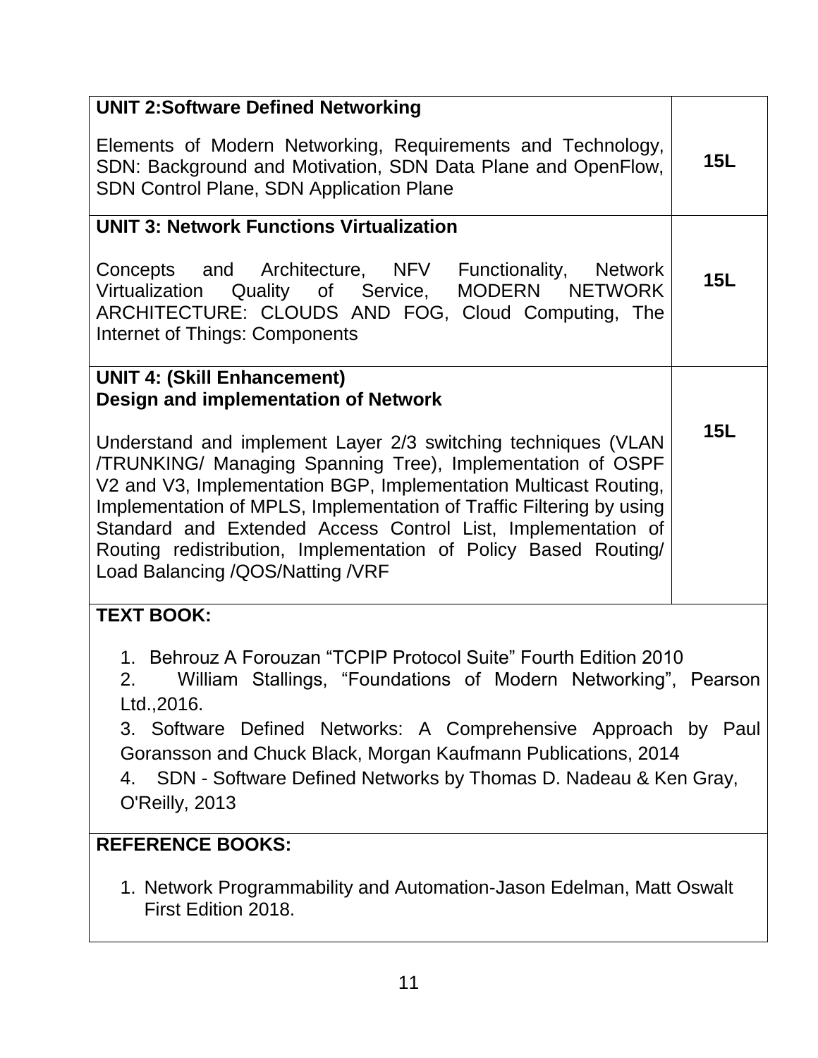| UNIT 2:Software Defined Networking<br><br>Elements of Modern Networking, Requirements and Technology, SDN: Background and Motivation, SDN Data Plane and OpenFlow, SDN Control Plane, SDN Application Plane | 15L |
|---|---|
| **UNIT 3: Network Functions Virtualization**<br><br>Concepts and Architecture, NFV Functionality, Network Virtualization Quality of Service, MODERN NETWORK ARCHITECTURE: CLOUDS AND FOG, Cloud Computing, The Internet of Things: Components | **15L** |
| **UNIT 4: (Skill Enhancement)**<br>**Design and implementation of Network**<br><br>Understand and implement Layer 2/3 switching techniques (VLAN /TRUNKING/ Managing Spanning Tree), Implementation of OSPF V2 and V3, Implementation BGP, Implementation Multicast Routing, Implementation of MPLS, Implementation of Traffic Filtering by using Standard and Extended Access Control List, Implementation of Routing redistribution, Implementation of Policy Based Routing/ Load Balancing /QOS/Natting /VRF | **15L** |

**TEXT BOOK:**

1. Behrouz A Forouzan "TCPIP Protocol Suite" Fourth Edition 2010
2. William Stallings, "Foundations of Modern Networking", Pearson Ltd.,2016.
3. Software Defined Networks: A Comprehensive Approach by Paul Goransson and Chuck Black, Morgan Kaufmann Publications, 2014
4. SDN - Software Defined Networks by Thomas D. Nadeau & Ken Gray, O'Reilly, 2013

**REFERENCE BOOKS:**

1. Network Programmability and Automation-Jason Edelman, Matt Oswalt First Edition 2018.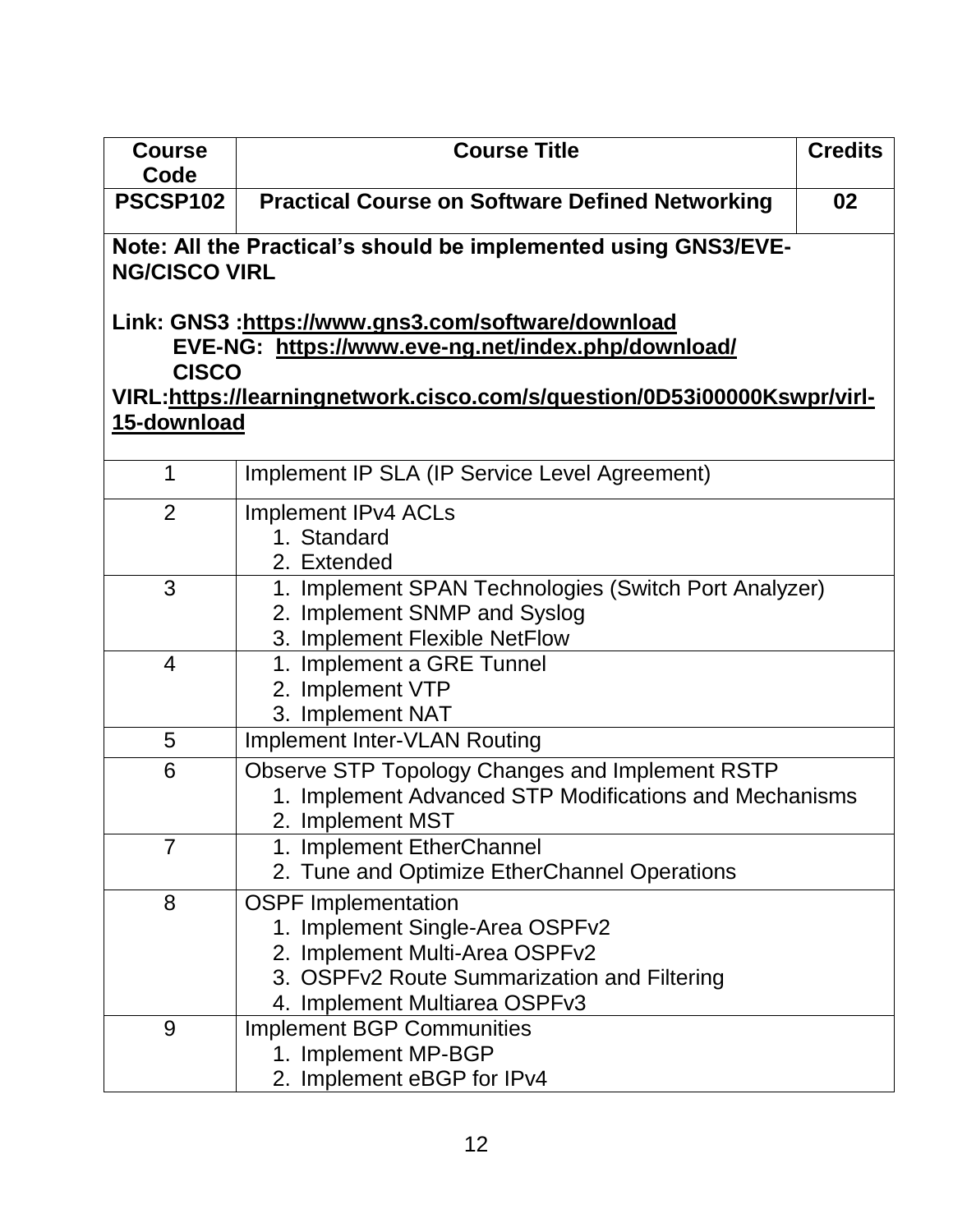| Course Code | Course Title | Credits |
|---|---|---|
| **PSCSP102** | **Practical Course on Software Defined Networking** | **02** |

**Note: All the Practical's should be implemented using GNS3/EVE-NG/CISCO VIRL**

**Link: GNS3 :https://www.gns3.com/software/download**
**EVE-NG: https://www.eve-ng.net/index.php/download/**
**CISCO VIRL:https://learningnetwork.cisco.com/s/question/0D53i00000Kswpr/virl-15-download**

| No. | Practical |
|---|---|
| 1 | Implement IP SLA (IP Service Level Agreement) |
| 2 | Implement IPv4 ACLs<br>1. Standard<br>2. Extended |
| 3 | 1. Implement SPAN Technologies (Switch Port Analyzer)<br>2. Implement SNMP and Syslog<br>3. Implement Flexible NetFlow |
| 4 | 1. Implement a GRE Tunnel<br>2. Implement VTP<br>3. Implement NAT |
| 5 | Implement Inter-VLAN Routing |
| 6 | Observe STP Topology Changes and Implement RSTP<br>1. Implement Advanced STP Modifications and Mechanisms<br>2. Implement MST |
| 7 | 1. Implement EtherChannel<br>2. Tune and Optimize EtherChannel Operations |
| 8 | OSPF Implementation<br>1. Implement Single-Area OSPFv2<br>2. Implement Multi-Area OSPFv2<br>3. OSPFv2 Route Summarization and Filtering<br>4. Implement Multiarea OSPFv3 |
| 9 | Implement BGP Communities<br>1. Implement MP-BGP<br>2. Implement eBGP for IPv4 |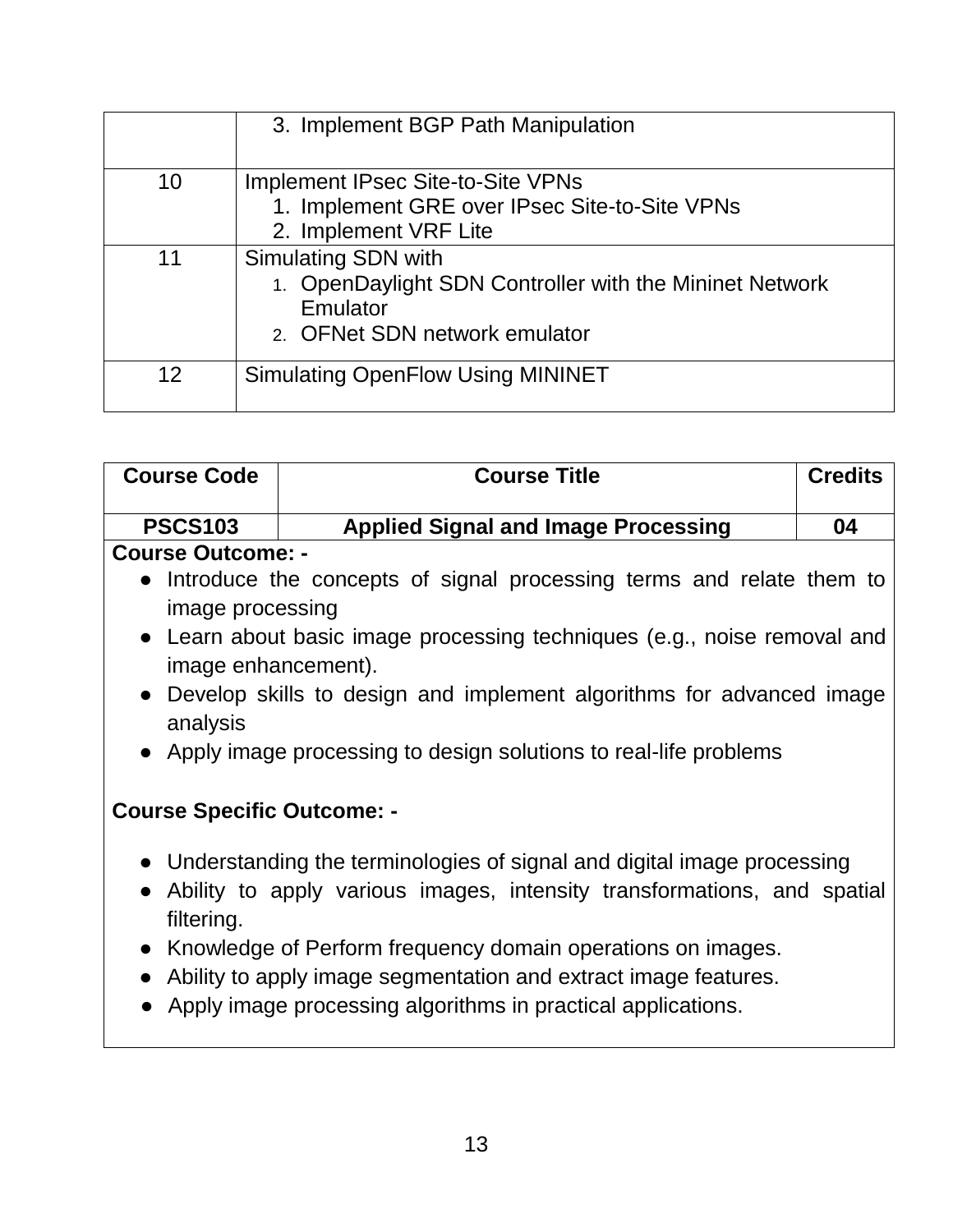|  |  |
|---|---|
|  | 3. Implement BGP Path Manipulation |
| 10 | Implement IPsec Site-to-Site VPNs<br>1. Implement GRE over IPsec Site-to-Site VPNs<br>2. Implement VRF Lite |
| 11 | Simulating SDN with<br>1. OpenDaylight SDN Controller with the Mininet Network Emulator<br>2. OFNet SDN network emulator |
| 12 | Simulating OpenFlow Using MININET |

| Course Code | Course Title | Credits |
|---|---|---|
| **PSCS103** | **Applied Signal and Image Processing** | **04** |

**Course Outcome: -**

- Introduce the concepts of signal processing terms and relate them to image processing
- Learn about basic image processing techniques (e.g., noise removal and image enhancement).
- Develop skills to design and implement algorithms for advanced image analysis
- Apply image processing to design solutions to real-life problems

**Course Specific Outcome: -**

- Understanding the terminologies of signal and digital image processing
- Ability to apply various images, intensity transformations, and spatial filtering.
- Knowledge of Perform frequency domain operations on images.
- Ability to apply image segmentation and extract image features.
- Apply image processing algorithms in practical applications.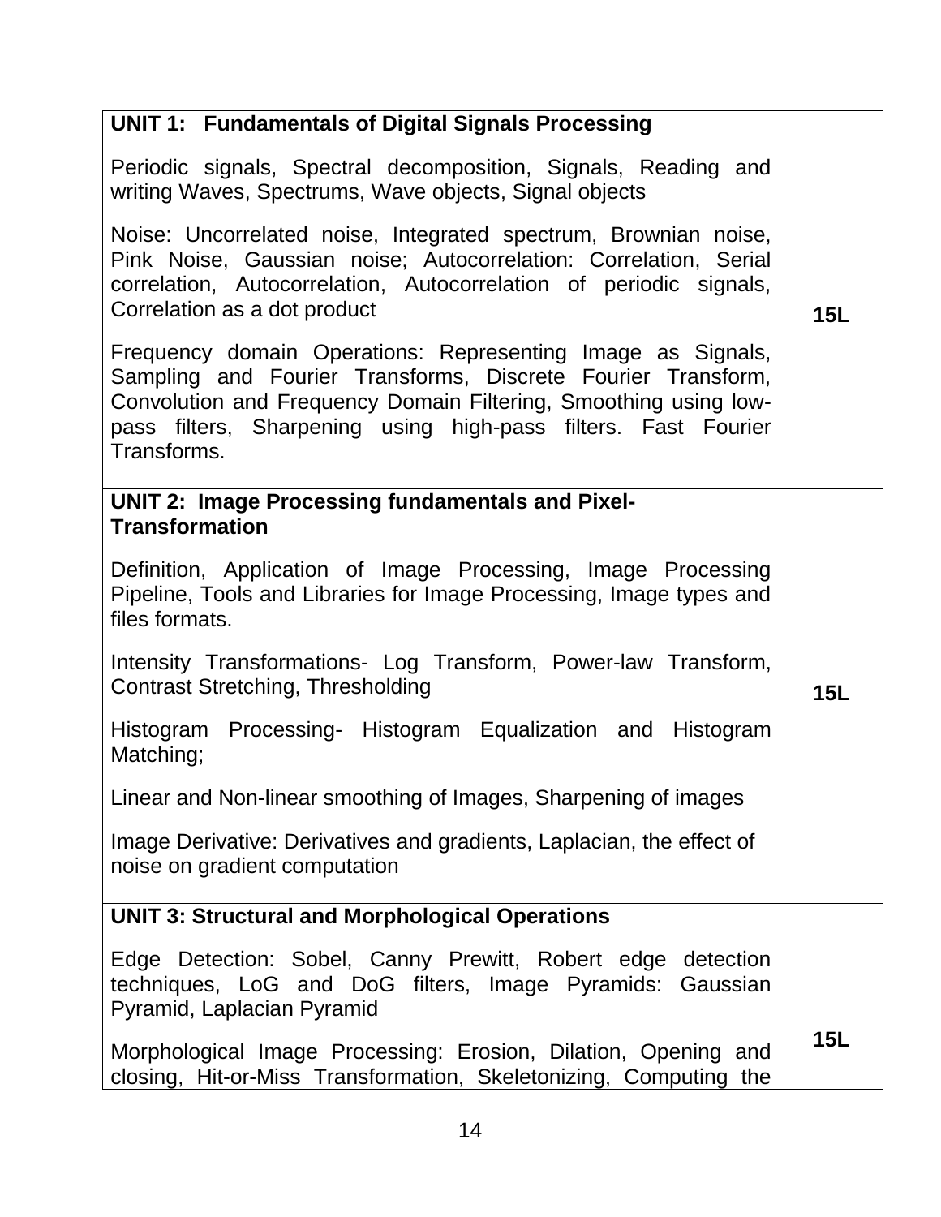| | |
|---|---|
| **UNIT 1: Fundamentals of Digital Signals Processing**<br><br>Periodic signals, Spectral decomposition, Signals, Reading and writing Waves, Spectrums, Wave objects, Signal objects<br><br>Noise: Uncorrelated noise, Integrated spectrum, Brownian noise, Pink Noise, Gaussian noise; Autocorrelation: Correlation, Serial correlation, Autocorrelation, Autocorrelation of periodic signals, Correlation as a dot product<br><br>Frequency domain Operations: Representing Image as Signals, Sampling and Fourier Transforms, Discrete Fourier Transform, Convolution and Frequency Domain Filtering, Smoothing using low-pass filters, Sharpening using high-pass filters. Fast Fourier Transforms. | **15L** |
| **UNIT 2: Image Processing fundamentals and Pixel-Transformation**<br><br>Definition, Application of Image Processing, Image Processing Pipeline, Tools and Libraries for Image Processing, Image types and files formats.<br><br>Intensity Transformations- Log Transform, Power-law Transform, Contrast Stretching, Thresholding<br><br>Histogram Processing- Histogram Equalization and Histogram Matching;<br><br>Linear and Non-linear smoothing of Images, Sharpening of images<br><br>Image Derivative: Derivatives and gradients, Laplacian, the effect of noise on gradient computation | **15L** |
| **UNIT 3: Structural and Morphological Operations**<br><br>Edge Detection: Sobel, Canny Prewitt, Robert edge detection techniques, LoG and DoG filters, Image Pyramids: Gaussian Pyramid, Laplacian Pyramid<br><br>Morphological Image Processing: Erosion, Dilation, Opening and closing, Hit-or-Miss Transformation, Skeletonizing, Computing the | **15L** |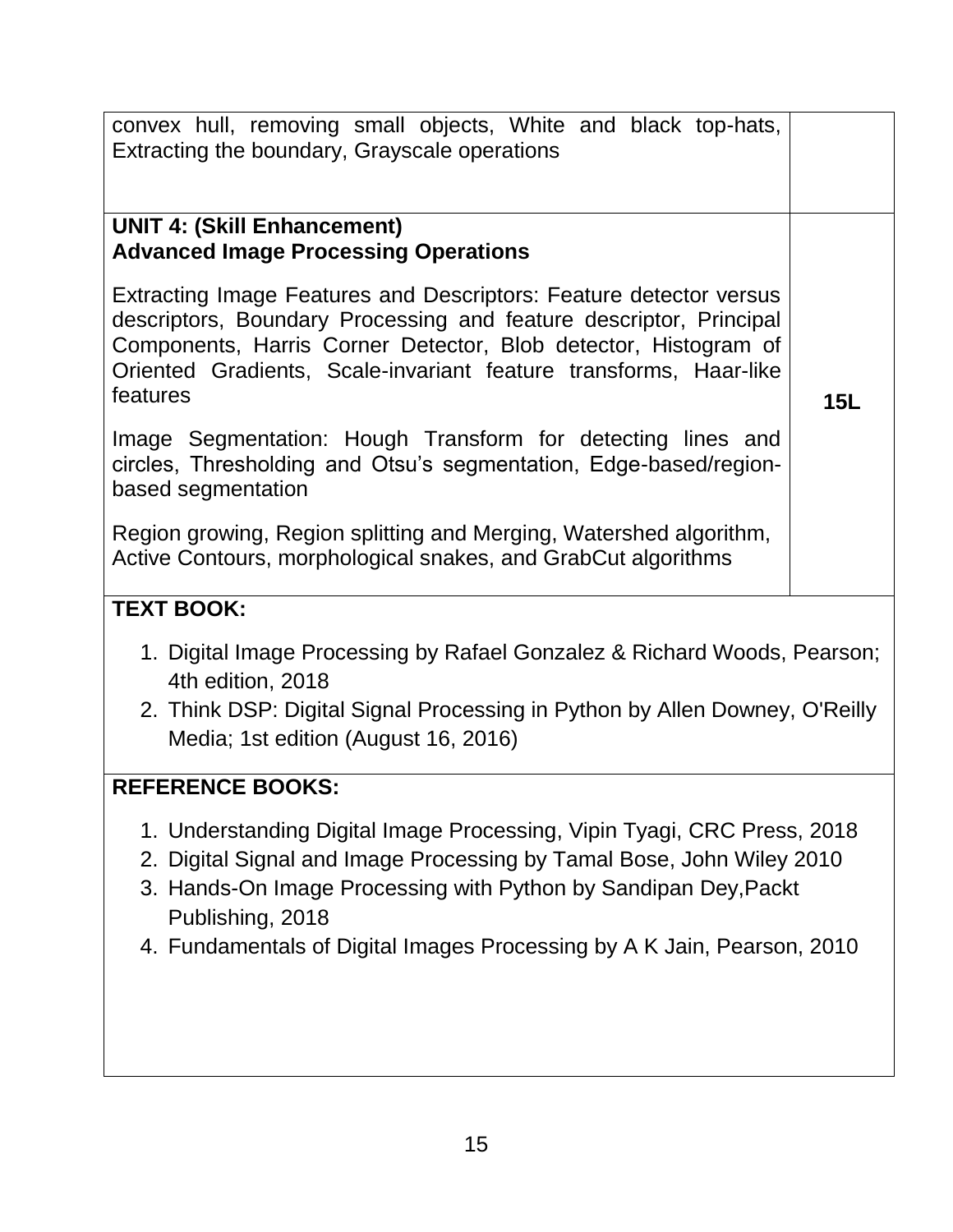| | |
|---|---|
| convex hull, removing small objects, White and black top-hats, Extracting the boundary, Grayscale operations | |
| **UNIT 4: (Skill Enhancement)**<br>**Advanced Image Processing Operations**<br><br>Extracting Image Features and Descriptors: Feature detector versus descriptors, Boundary Processing and feature descriptor, Principal Components, Harris Corner Detector, Blob detector, Histogram of Oriented Gradients, Scale-invariant feature transforms, Haar-like features<br><br>Image Segmentation: Hough Transform for detecting lines and circles, Thresholding and Otsu's segmentation, Edge-based/region-based segmentation<br><br>Region growing, Region splitting and Merging, Watershed algorithm, Active Contours, morphological snakes, and GrabCut algorithms | **15L** |

**TEXT BOOK:**

1. Digital Image Processing by Rafael Gonzalez & Richard Woods, Pearson; 4th edition, 2018
2. Think DSP: Digital Signal Processing in Python by Allen Downey, O'Reilly Media; 1st edition (August 16, 2016)

**REFERENCE BOOKS:**

1. Understanding Digital Image Processing, Vipin Tyagi, CRC Press, 2018
2. Digital Signal and Image Processing by Tamal Bose, John Wiley 2010
3. Hands-On Image Processing with Python by Sandipan Dey,Packt Publishing, 2018
4. Fundamentals of Digital Images Processing by A K Jain, Pearson, 2010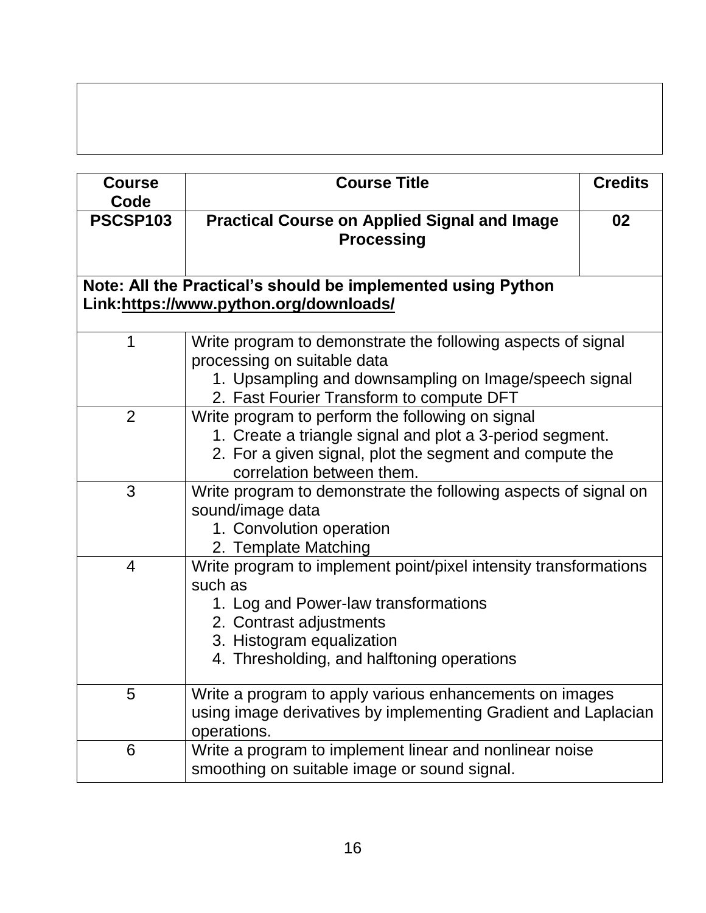| Course Code | Course Title | Credits |
|---|---|---|
| **PSCSP103** | **Practical Course on Applied Signal and Image Processing** | **02** |
| **Note: All the Practical's should be implemented using Python Link:https://www.python.org/downloads/** | | |
| 1 | Write program to demonstrate the following aspects of signal processing on suitable data<br>1. Upsampling and downsampling on Image/speech signal<br>2. Fast Fourier Transform to compute DFT | |
| 2 | Write program to perform the following on signal<br>1. Create a triangle signal and plot a 3-period segment.<br>2. For a given signal, plot the segment and compute the correlation between them. | |
| 3 | Write program to demonstrate the following aspects of signal on sound/image data<br>1. Convolution operation<br>2. Template Matching | |
| 4 | Write program to implement point/pixel intensity transformations such as<br>1. Log and Power-law transformations<br>2. Contrast adjustments<br>3. Histogram equalization<br>4. Thresholding, and halftoning operations | |
| 5 | Write a program to apply various enhancements on images using image derivatives by implementing Gradient and Laplacian operations. | |
| 6 | Write a program to implement linear and nonlinear noise smoothing on suitable image or sound signal. | |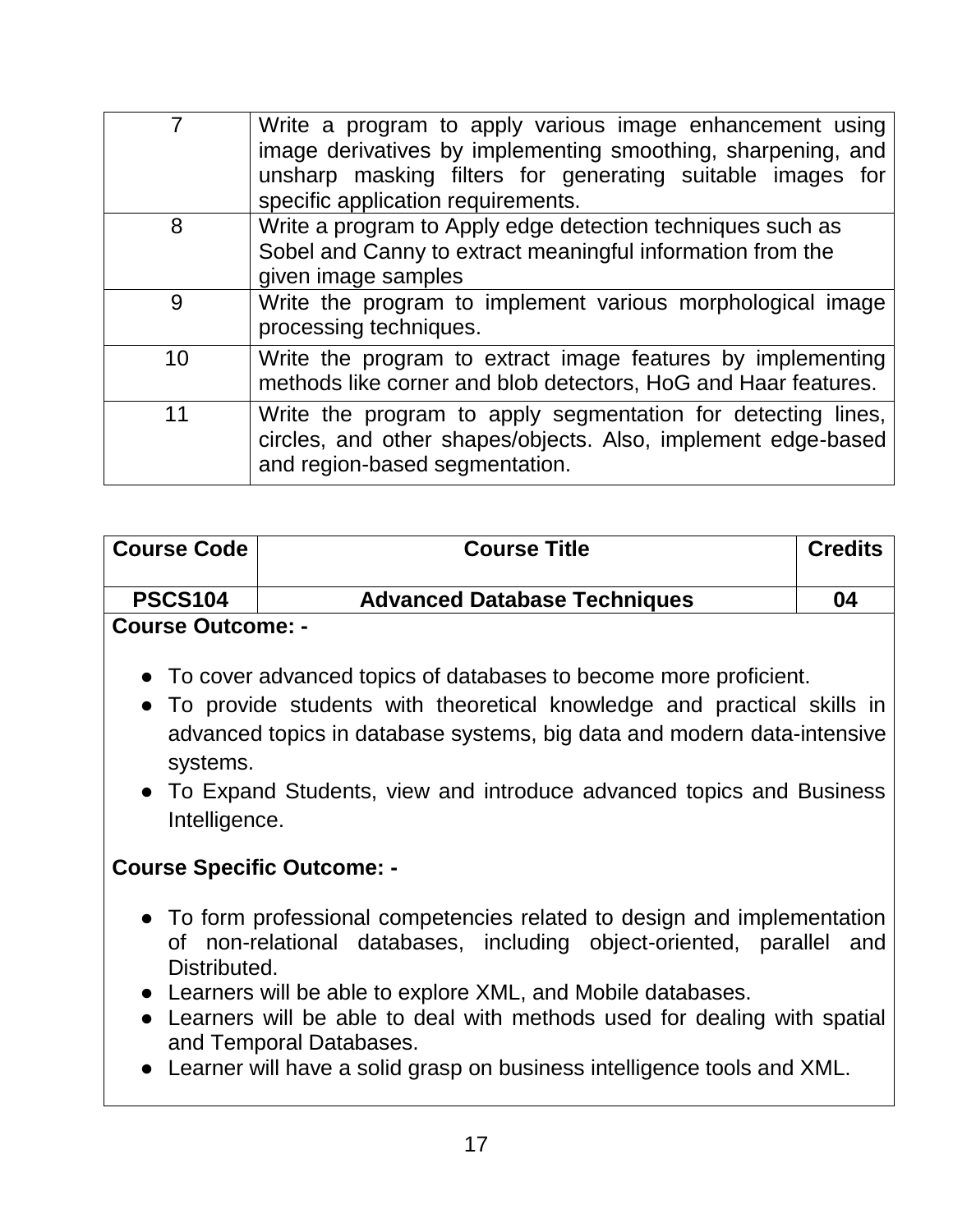| | |
|---|---|
| 7 | Write a program to apply various image enhancement using image derivatives by implementing smoothing, sharpening, and unsharp masking filters for generating suitable images for specific application requirements. |
| 8 | Write a program to Apply edge detection techniques such as Sobel and Canny to extract meaningful information from the given image samples |
| 9 | Write the program to implement various morphological image processing techniques. |
| 10 | Write the program to extract image features by implementing methods like corner and blob detectors, HoG and Haar features. |
| 11 | Write the program to apply segmentation for detecting lines, circles, and other shapes/objects. Also, implement edge-based and region-based segmentation. |

| Course Code | Course Title | Credits |
|---|---|---|
| **PSCS104** | **Advanced Database Techniques** | **04** |

**Course Outcome: -**

- To cover advanced topics of databases to become more proficient.
- To provide students with theoretical knowledge and practical skills in advanced topics in database systems, big data and modern data-intensive systems.
- To Expand Students, view and introduce advanced topics and Business Intelligence.

**Course Specific Outcome: -**

- To form professional competencies related to design and implementation of non-relational databases, including object-oriented, parallel and Distributed.
- Learners will be able to explore XML, and Mobile databases.
- Learners will be able to deal with methods used for dealing with spatial and Temporal Databases.
- Learner will have a solid grasp on business intelligence tools and XML.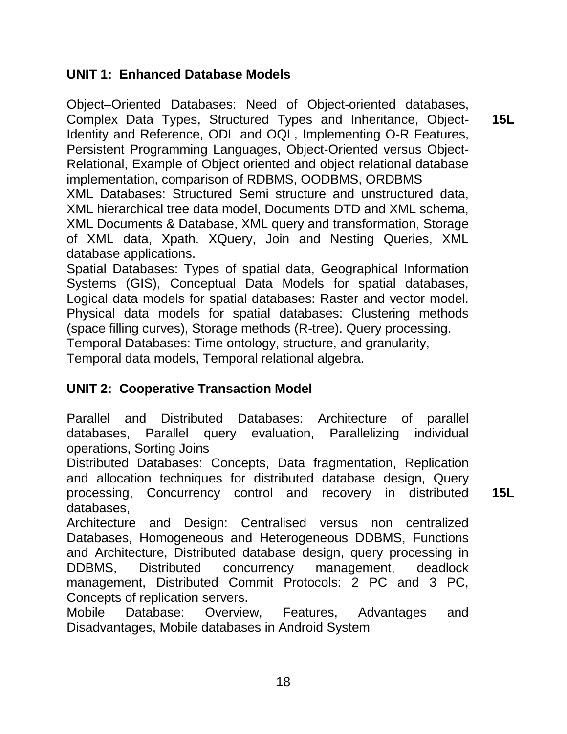| | |
|---|---|
| **UNIT 1: Enhanced Database Models**<br><br>Object–Oriented Databases: Need of Object-oriented databases, Complex Data Types, Structured Types and Inheritance, Object-Identity and Reference, ODL and OQL, Implementing O-R Features, Persistent Programming Languages, Object-Oriented versus Object-Relational, Example of Object oriented and object relational database implementation, comparison of RDBMS, OODBMS, ORDBMS<br>XML Databases: Structured Semi structure and unstructured data, XML hierarchical tree data model, Documents DTD and XML schema, XML Documents & Database, XML query and transformation, Storage of XML data, Xpath. XQuery, Join and Nesting Queries, XML database applications.<br>Spatial Databases: Types of spatial data, Geographical Information Systems (GIS), Conceptual Data Models for spatial databases, Logical data models for spatial databases: Raster and vector model. Physical data models for spatial databases: Clustering methods (space filling curves), Storage methods (R-tree). Query processing.<br>Temporal Databases: Time ontology, structure, and granularity, Temporal data models, Temporal relational algebra. | **15L** |
| **UNIT 2: Cooperative Transaction Model**<br><br>Parallel and Distributed Databases: Architecture of parallel databases, Parallel query evaluation, Parallelizing individual operations, Sorting Joins<br>Distributed Databases: Concepts, Data fragmentation, Replication and allocation techniques for distributed database design, Query processing, Concurrency control and recovery in distributed databases,<br>Architecture and Design: Centralised versus non centralized Databases, Homogeneous and Heterogeneous DDBMS, Functions and Architecture, Distributed database design, query processing in DDBMS, Distributed concurrency management, deadlock management, Distributed Commit Protocols: 2 PC and 3 PC, Concepts of replication servers.<br>Mobile Database: Overview, Features, Advantages and Disadvantages, Mobile databases in Android System | **15L** |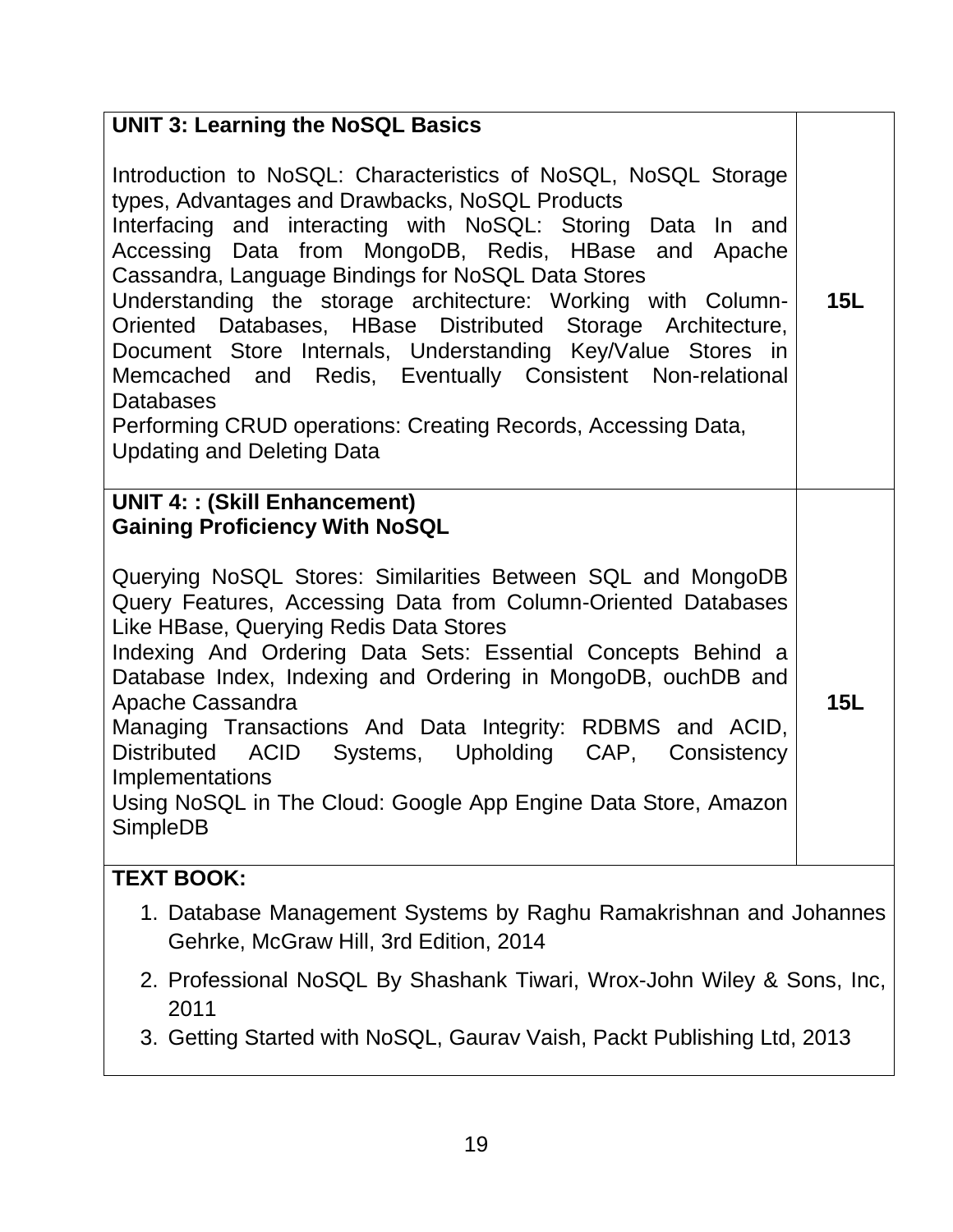| UNIT 3: Learning the NoSQL Basics<br><br>Introduction to NoSQL: Characteristics of NoSQL, NoSQL Storage types, Advantages and Drawbacks, NoSQL Products<br>Interfacing and interacting with NoSQL: Storing Data In and Accessing Data from MongoDB, Redis, HBase and Apache Cassandra, Language Bindings for NoSQL Data Stores<br>Understanding the storage architecture: Working with Column-Oriented Databases, HBase Distributed Storage Architecture, Document Store Internals, Understanding Key/Value Stores in Memcached and Redis, Eventually Consistent Non-relational Databases<br>Performing CRUD operations: Creating Records, Accessing Data, Updating and Deleting Data | 15L |
|---|---|
| **UNIT 4: : (Skill Enhancement)**<br>**Gaining Proficiency With NoSQL**<br><br>Querying NoSQL Stores: Similarities Between SQL and MongoDB Query Features, Accessing Data from Column-Oriented Databases Like HBase, Querying Redis Data Stores<br>Indexing And Ordering Data Sets: Essential Concepts Behind a Database Index, Indexing and Ordering in MongoDB, ouchDB and Apache Cassandra<br>Managing Transactions And Data Integrity: RDBMS and ACID, Distributed ACID Systems, Upholding CAP, Consistency Implementations<br>Using NoSQL in The Cloud: Google App Engine Data Store, Amazon SimpleDB | **15L** |

**TEXT BOOK:**

1. Database Management Systems by Raghu Ramakrishnan and Johannes Gehrke, McGraw Hill, 3rd Edition, 2014
2. Professional NoSQL By Shashank Tiwari, Wrox-John Wiley & Sons, Inc, 2011
3. Getting Started with NoSQL, Gaurav Vaish, Packt Publishing Ltd, 2013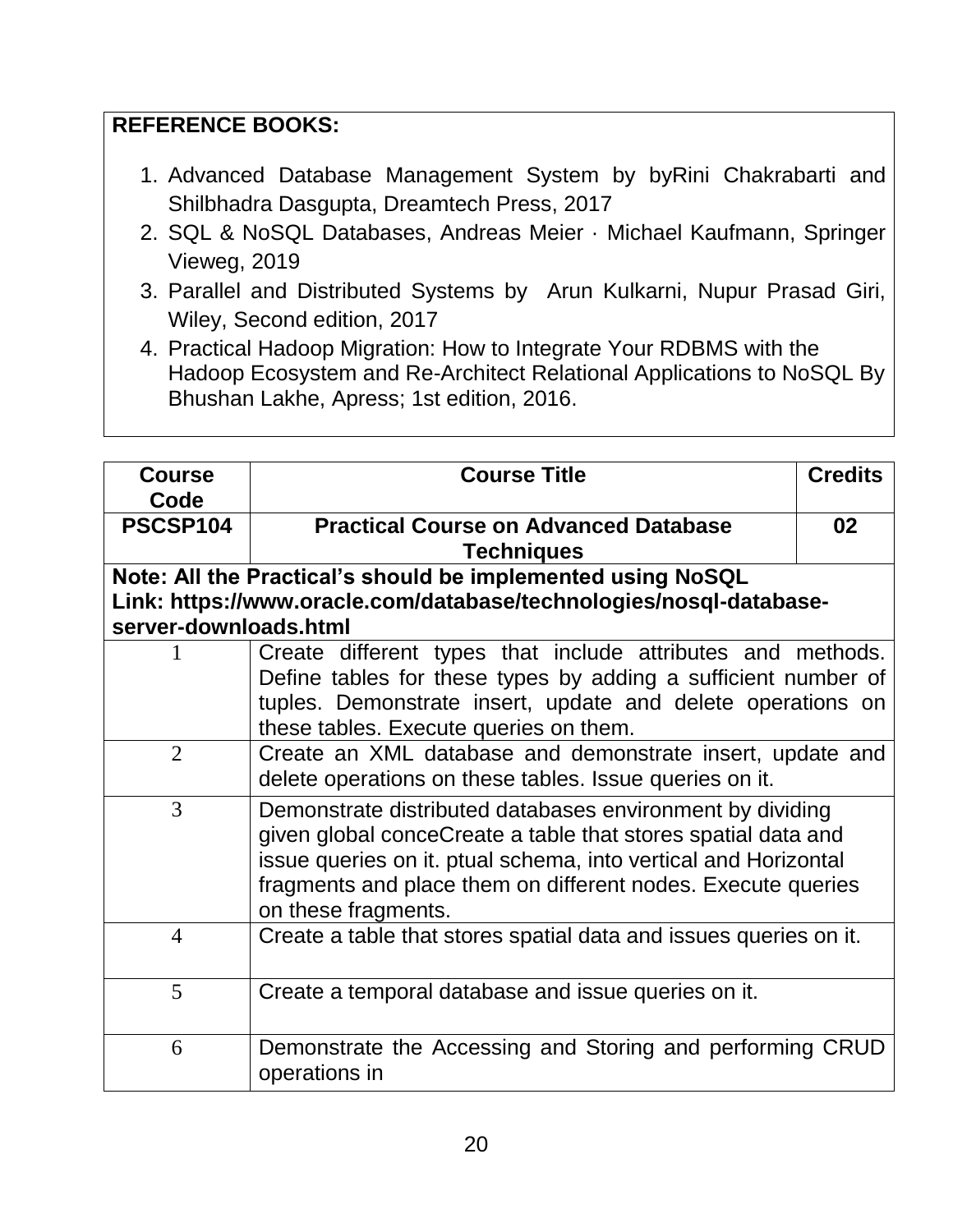**REFERENCE BOOKS:**

1. Advanced Database Management System by byRini Chakrabarti and Shilbhadra Dasgupta, Dreamtech Press, 2017
2. SQL & NoSQL Databases, Andreas Meier · Michael Kaufmann, Springer Vieweg, 2019
3. Parallel and Distributed Systems by Arun Kulkarni, Nupur Prasad Giri, Wiley, Second edition, 2017
4. Practical Hadoop Migration: How to Integrate Your RDBMS with the Hadoop Ecosystem and Re-Architect Relational Applications to NoSQL By Bhushan Lakhe, Apress; 1st edition, 2016.

| Course Code | Course Title | Credits |
| --- | --- | --- |
| **PSCSP104** | **Practical Course on Advanced Database Techniques** | **02** |
| **Note: All the Practical's should be implemented using NoSQL Link: https://www.oracle.com/database/technologies/nosql-database-server-downloads.html** | | |
| 1 | Create different types that include attributes and methods. Define tables for these types by adding a sufficient number of tuples. Demonstrate insert, update and delete operations on these tables. Execute queries on them. | |
| 2 | Create an XML database and demonstrate insert, update and delete operations on these tables. Issue queries on it. | |
| 3 | Demonstrate distributed databases environment by dividing given global conceCreate a table that stores spatial data and issue queries on it. ptual schema, into vertical and Horizontal fragments and place them on different nodes. Execute queries on these fragments. | |
| 4 | Create a table that stores spatial data and issues queries on it. | |
| 5 | Create a temporal database and issue queries on it. | |
| 6 | Demonstrate the Accessing and Storing and performing CRUD operations in | |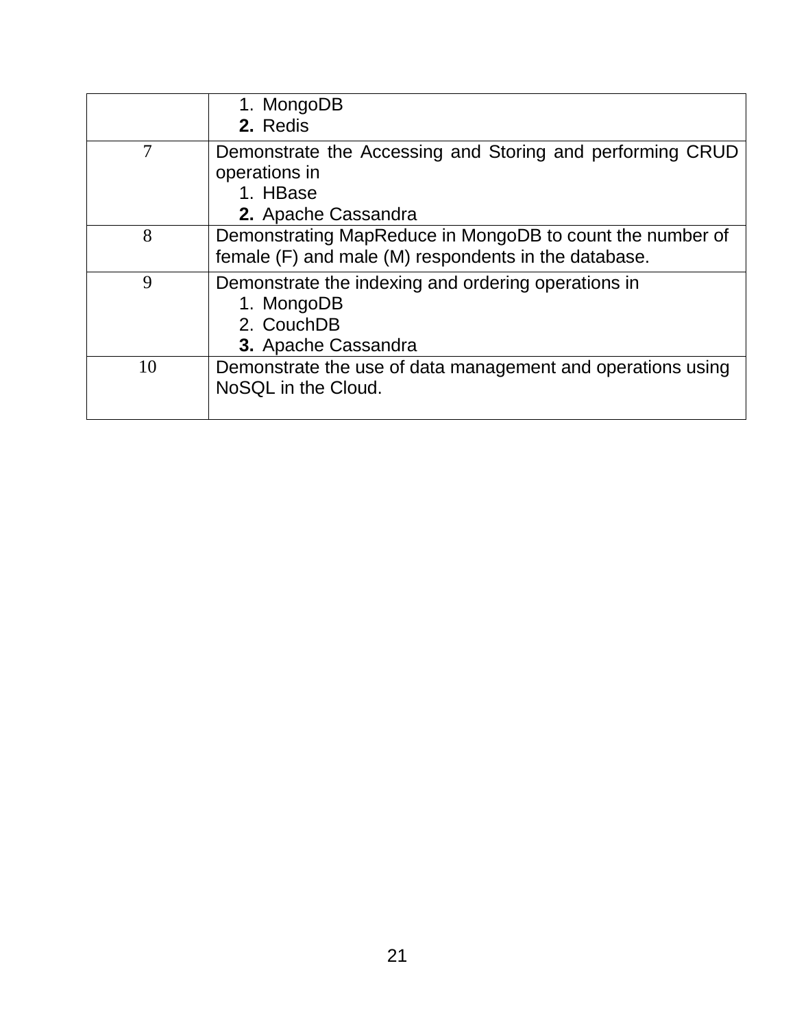| | |
|---|---|
| | 1. MongoDB<br>**2.** Redis |
| 7 | Demonstrate the Accessing and Storing and performing CRUD operations in<br>1. HBase<br>**2.** Apache Cassandra |
| 8 | Demonstrating MapReduce in MongoDB to count the number of female (F) and male (M) respondents in the database. |
| 9 | Demonstrate the indexing and ordering operations in<br>1. MongoDB<br>2. CouchDB<br>**3.** Apache Cassandra |
| 10 | Demonstrate the use of data management and operations using NoSQL in the Cloud. |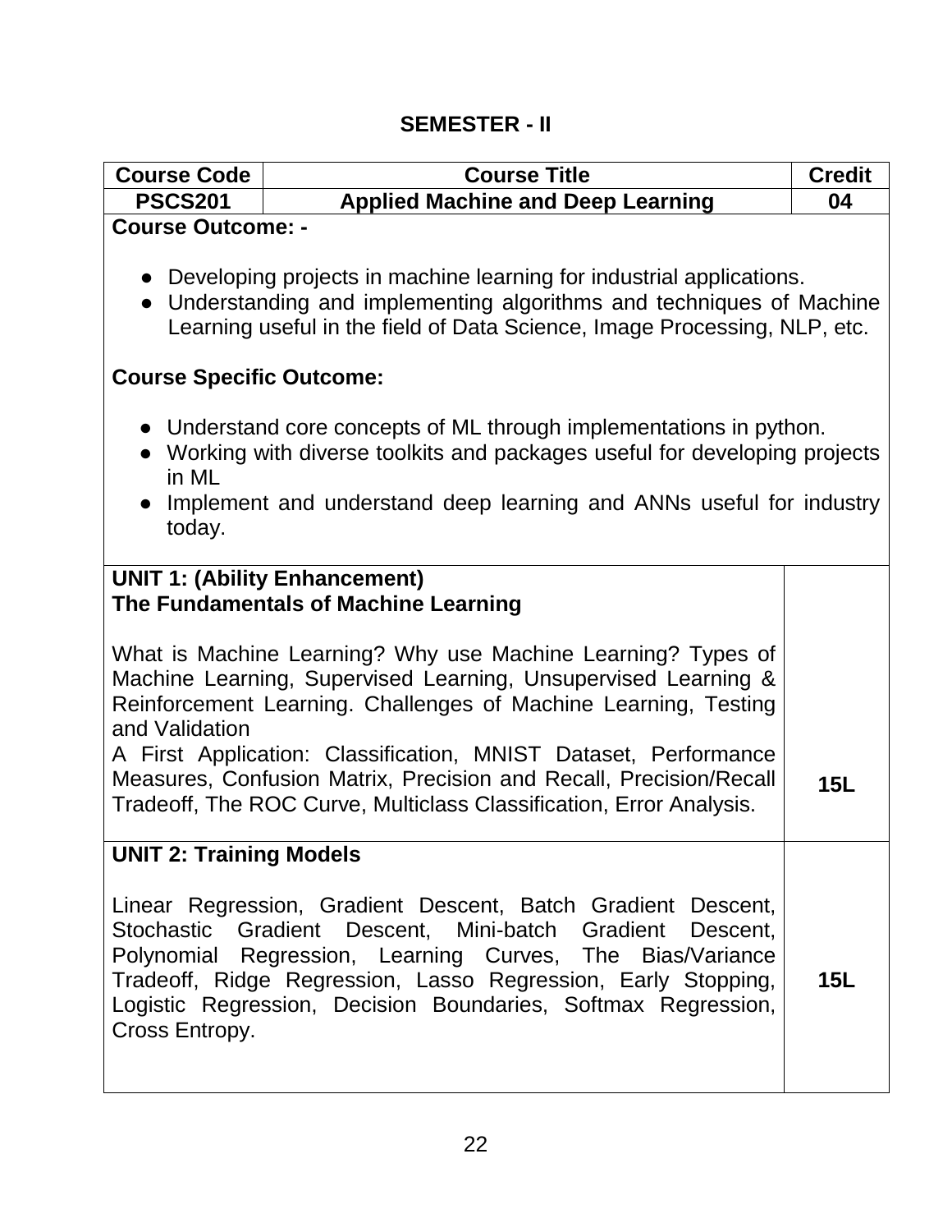## SEMESTER - II

| Course Code | Course Title | Credit |
|---|---|---|
| PSCS201 | Applied Machine and Deep Learning | 04 |

**Course Outcome: -**

- Developing projects in machine learning for industrial applications.
- Understanding and implementing algorithms and techniques of Machine Learning useful in the field of Data Science, Image Processing, NLP, etc.

**Course Specific Outcome:**

- Understand core concepts of ML through implementations in python.
- Working with diverse toolkits and packages useful for developing projects in ML
- Implement and understand deep learning and ANNs useful for industry today.

| Unit | Lectures |
|---|---|
| **UNIT 1: (Ability Enhancement)**<br>**The Fundamentals of Machine Learning**<br><br>What is Machine Learning? Why use Machine Learning? Types of Machine Learning, Supervised Learning, Unsupervised Learning & Reinforcement Learning. Challenges of Machine Learning, Testing and Validation<br>A First Application: Classification, MNIST Dataset, Performance Measures, Confusion Matrix, Precision and Recall, Precision/Recall Tradeoff, The ROC Curve, Multiclass Classification, Error Analysis. | **15L** |
| **UNIT 2: Training Models**<br><br>Linear Regression, Gradient Descent, Batch Gradient Descent, Stochastic Gradient Descent, Mini-batch Gradient Descent, Polynomial Regression, Learning Curves, The Bias/Variance Tradeoff, Ridge Regression, Lasso Regression, Early Stopping, Logistic Regression, Decision Boundaries, Softmax Regression, Cross Entropy. | **15L** |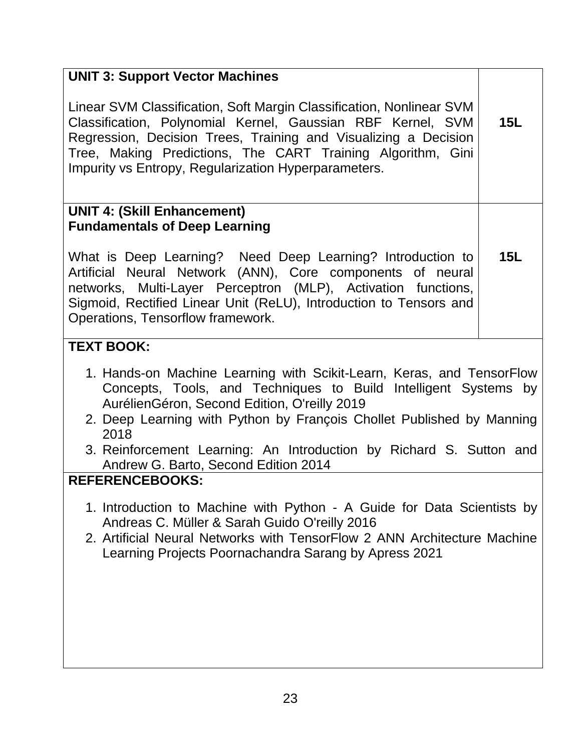| | |
|---|---|
| **UNIT 3: Support Vector Machines**<br><br>Linear SVM Classification, Soft Margin Classification, Nonlinear SVM Classification, Polynomial Kernel, Gaussian RBF Kernel, SVM Regression, Decision Trees, Training and Visualizing a Decision Tree, Making Predictions, The CART Training Algorithm, Gini Impurity vs Entropy, Regularization Hyperparameters. | **15L** |
| **UNIT 4: (Skill Enhancement)**<br>**Fundamentals of Deep Learning**<br><br>What is Deep Learning? Need Deep Learning? Introduction to Artificial Neural Network (ANN), Core components of neural networks, Multi-Layer Perceptron (MLP), Activation functions, Sigmoid, Rectified Linear Unit (ReLU), Introduction to Tensors and Operations, Tensorflow framework. | **15L** |

**TEXT BOOK:**

1. Hands-on Machine Learning with Scikit-Learn, Keras, and TensorFlow Concepts, Tools, and Techniques to Build Intelligent Systems by AurélienGéron, Second Edition, O'reilly 2019
2. Deep Learning with Python by François Chollet Published by Manning 2018
3. Reinforcement Learning: An Introduction by Richard S. Sutton and Andrew G. Barto, Second Edition 2014

**REFERENCEBOOKS:**

1. Introduction to Machine with Python - A Guide for Data Scientists by Andreas C. Müller & Sarah Guido O'reilly 2016
2. Artificial Neural Networks with TensorFlow 2 ANN Architecture Machine Learning Projects Poornachandra Sarang by Apress 2021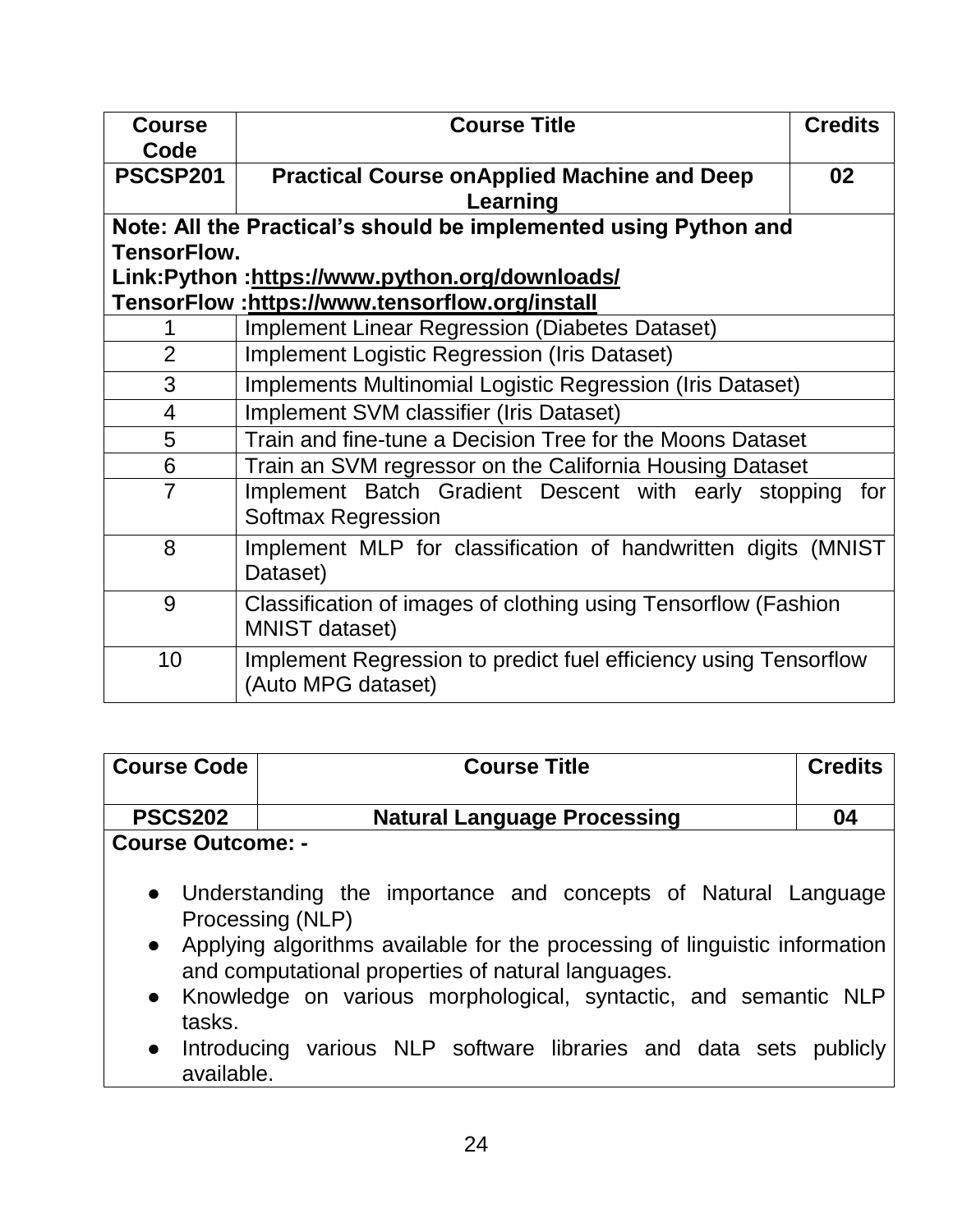| Course Code | Course Title | Credits |
| --- | --- | --- |
| **PSCSP201** | **Practical Course onApplied Machine and Deep Learning** | **02** |
| **Note: All the Practical's should be implemented using Python and TensorFlow. Link:Python :https://www.python.org/downloads/ TensorFlow :https://www.tensorflow.org/install** | | |
| 1 | Implement Linear Regression (Diabetes Dataset) | |
| 2 | Implement Logistic Regression (Iris Dataset) | |
| 3 | Implements Multinomial Logistic Regression (Iris Dataset) | |
| 4 | Implement SVM classifier (Iris Dataset) | |
| 5 | Train and fine-tune a Decision Tree for the Moons Dataset | |
| 6 | Train an SVM regressor on the California Housing Dataset | |
| 7 | Implement Batch Gradient Descent with early stopping for Softmax Regression | |
| 8 | Implement MLP for classification of handwritten digits (MNIST Dataset) | |
| 9 | Classification of images of clothing using Tensorflow (Fashion MNIST dataset) | |
| 10 | Implement Regression to predict fuel efficiency using Tensorflow (Auto MPG dataset) | |

| Course Code | Course Title | Credits |
| --- | --- | --- |
| **PSCS202** | **Natural Language Processing** | **04** |

**Course Outcome: -**

- Understanding the importance and concepts of Natural Language Processing (NLP)
- Applying algorithms available for the processing of linguistic information and computational properties of natural languages.
- Knowledge on various morphological, syntactic, and semantic NLP tasks.
- Introducing various NLP software libraries and data sets publicly available.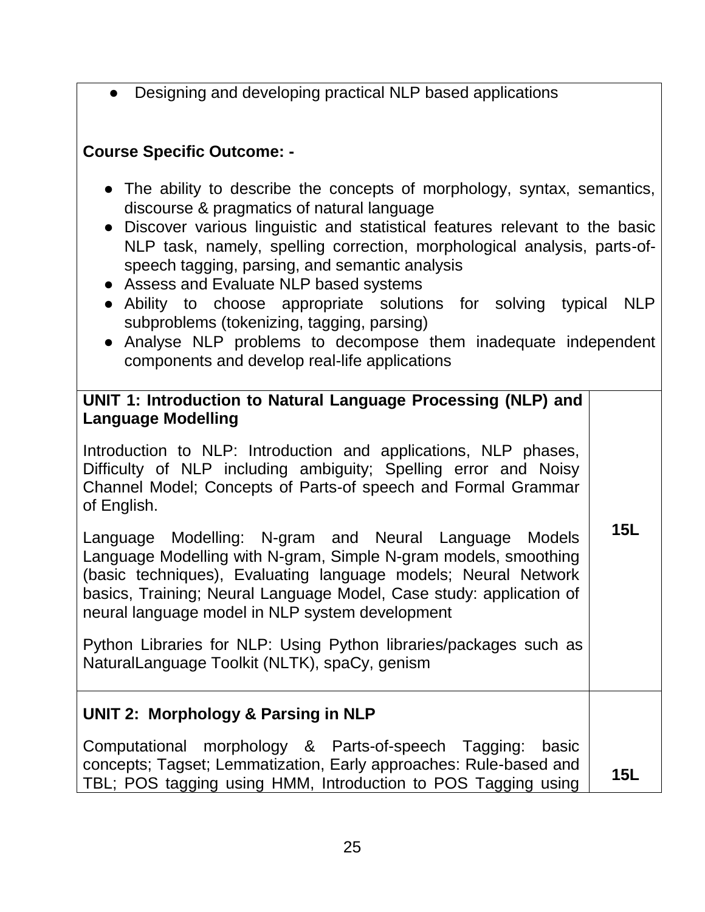- Designing and developing practical NLP based applications

**Course Specific Outcome: -**

- The ability to describe the concepts of morphology, syntax, semantics, discourse & pragmatics of natural language
- Discover various linguistic and statistical features relevant to the basic NLP task, namely, spelling correction, morphological analysis, parts-of-speech tagging, parsing, and semantic analysis
- Assess and Evaluate NLP based systems
- Ability to choose appropriate solutions for solving typical NLP subproblems (tokenizing, tagging, parsing)
- Analyse NLP problems to decompose them inadequate independent components and develop real-life applications

| | |
|---|---|
| **UNIT 1: Introduction to Natural Language Processing (NLP) and Language Modelling**<br><br>Introduction to NLP: Introduction and applications, NLP phases, Difficulty of NLP including ambiguity; Spelling error and Noisy Channel Model; Concepts of Parts-of speech and Formal Grammar of English.<br><br>Language Modelling: N-gram and Neural Language Models Language Modelling with N-gram, Simple N-gram models, smoothing (basic techniques), Evaluating language models; Neural Network basics, Training; Neural Language Model, Case study: application of neural language model in NLP system development<br><br>Python Libraries for NLP: Using Python libraries/packages such as NaturalLanguage Toolkit (NLTK), spaCy, genism | **15L** |
| **UNIT 2: Morphology & Parsing in NLP**<br><br>Computational morphology & Parts-of-speech Tagging: basic concepts; Tagset; Lemmatization, Early approaches: Rule-based and TBL; POS tagging using HMM, Introduction to POS Tagging using | **15L** |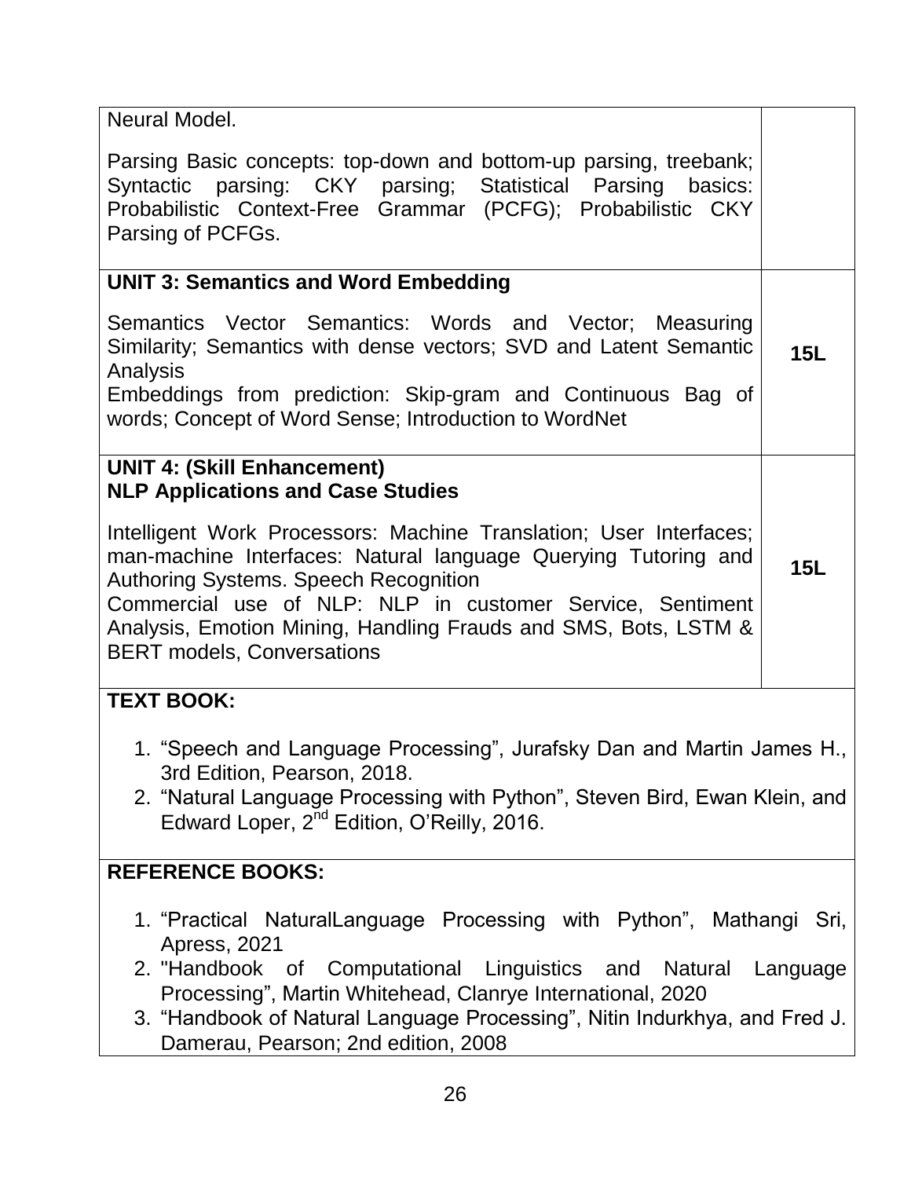| | |
|---|---|
| Neural Model.<br><br>Parsing Basic concepts: top-down and bottom-up parsing, treebank; Syntactic parsing: CKY parsing; Statistical Parsing basics: Probabilistic Context-Free Grammar (PCFG); Probabilistic CKY Parsing of PCFGs. | |
| **UNIT 3: Semantics and Word Embedding**<br><br>Semantics Vector Semantics: Words and Vector; Measuring Similarity; Semantics with dense vectors; SVD and Latent Semantic Analysis<br>Embeddings from prediction: Skip-gram and Continuous Bag of words; Concept of Word Sense; Introduction to WordNet | **15L** |
| **UNIT 4: (Skill Enhancement)**<br>**NLP Applications and Case Studies**<br><br>Intelligent Work Processors: Machine Translation; User Interfaces; man-machine Interfaces: Natural language Querying Tutoring and Authoring Systems. Speech Recognition<br>Commercial use of NLP: NLP in customer Service, Sentiment Analysis, Emotion Mining, Handling Frauds and SMS, Bots, LSTM & BERT models, Conversations | **15L** |

**TEXT BOOK:**

1. "Speech and Language Processing", Jurafsky Dan and Martin James H., 3rd Edition, Pearson, 2018.
2. "Natural Language Processing with Python", Steven Bird, Ewan Klein, and Edward Loper, 2nd Edition, O'Reilly, 2016.

**REFERENCE BOOKS:**

1. "Practical NaturalLanguage Processing with Python", Mathangi Sri, Apress, 2021
2. "Handbook of Computational Linguistics and Natural Language Processing", Martin Whitehead, Clanrye International, 2020
3. "Handbook of Natural Language Processing", Nitin Indurkhya, and Fred J. Damerau, Pearson; 2nd edition, 2008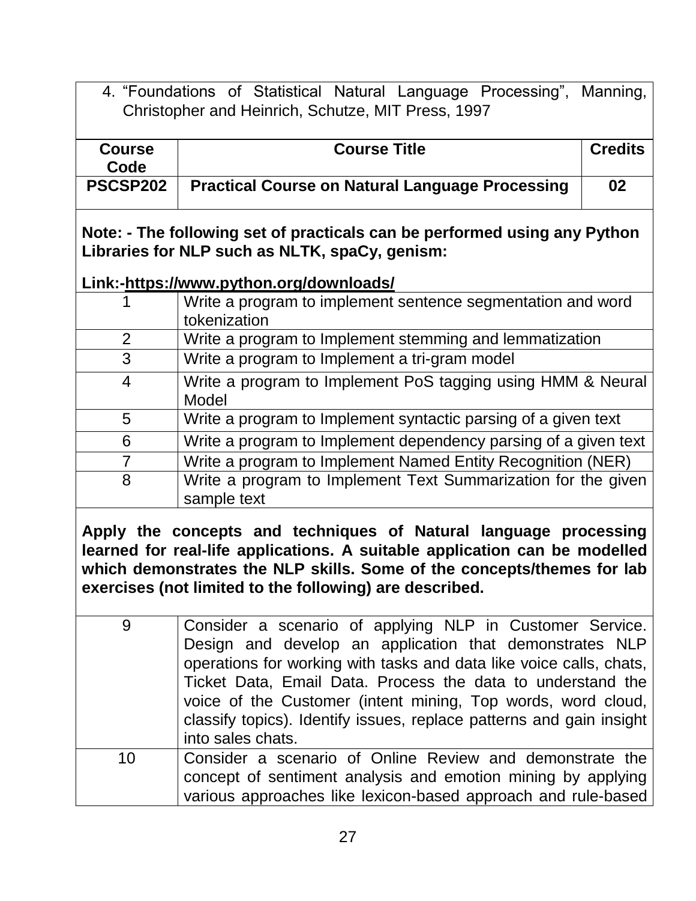4. "Foundations of Statistical Natural Language Processing", Manning, Christopher and Heinrich, Schutze, MIT Press, 1997

| Course Code | Course Title | Credits |
|---|---|---|
| **PSCSP202** | **Practical Course on Natural Language Processing** | **02** |

**Note: - The following set of practicals can be performed using any Python Libraries for NLP such as NLTK, spaCy, genism:**

**Link:-https://www.python.org/downloads/**

| | |
|---|---|
| 1 | Write a program to implement sentence segmentation and word tokenization |
| 2 | Write a program to Implement stemming and lemmatization |
| 3 | Write a program to Implement a tri-gram model |
| 4 | Write a program to Implement PoS tagging using HMM & Neural Model |
| 5 | Write a program to Implement syntactic parsing of a given text |
| 6 | Write a program to Implement dependency parsing of a given text |
| 7 | Write a program to Implement Named Entity Recognition (NER) |
| 8 | Write a program to Implement Text Summarization for the given sample text |

**Apply the concepts and techniques of Natural language processing learned for real-life applications. A suitable application can be modelled which demonstrates the NLP skills. Some of the concepts/themes for lab exercises (not limited to the following) are described.**

| | |
|---|---|
| 9 | Consider a scenario of applying NLP in Customer Service. Design and develop an application that demonstrates NLP operations for working with tasks and data like voice calls, chats, Ticket Data, Email Data. Process the data to understand the voice of the Customer (intent mining, Top words, word cloud, classify topics). Identify issues, replace patterns and gain insight into sales chats. |
| 10 | Consider a scenario of Online Review and demonstrate the concept of sentiment analysis and emotion mining by applying various approaches like lexicon-based approach and rule-based |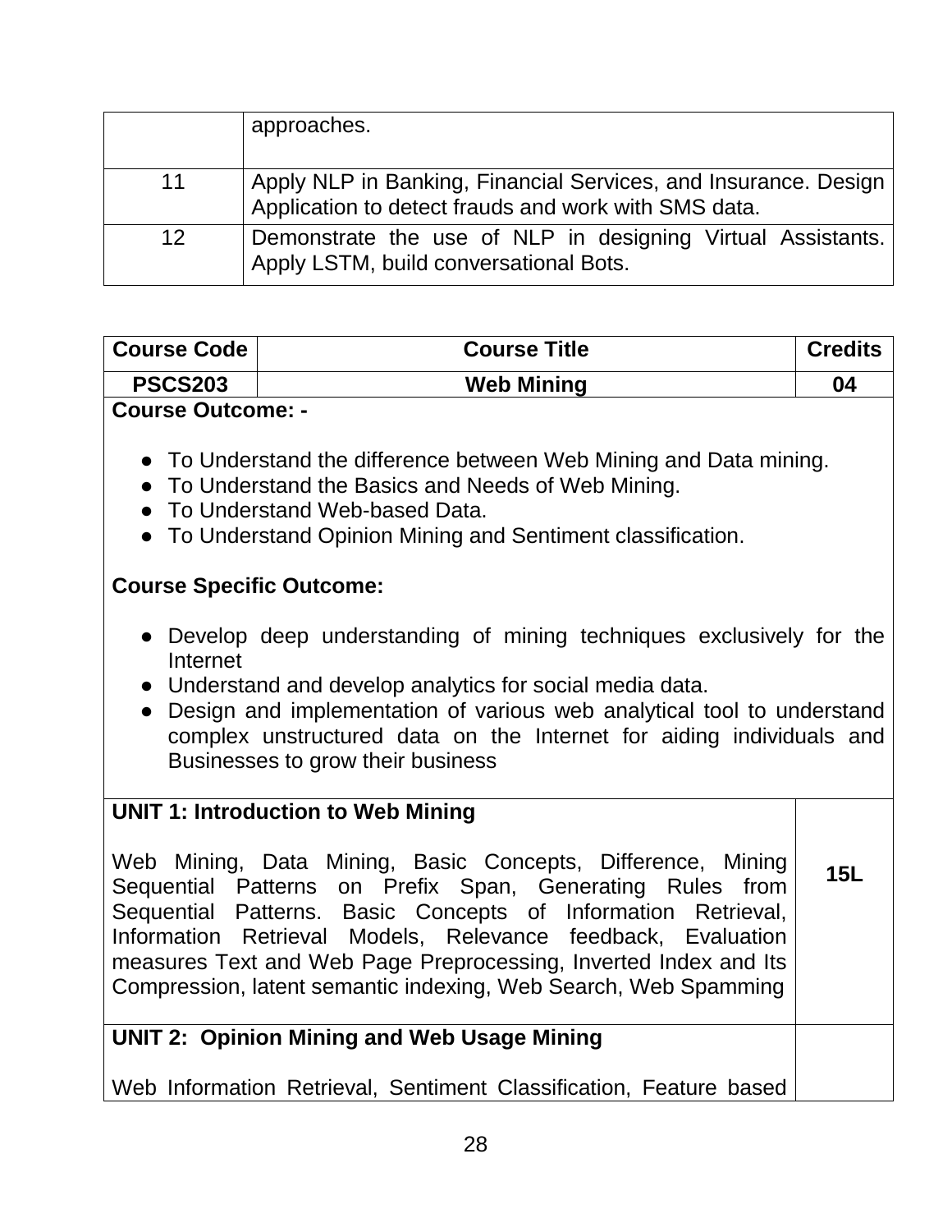|  |  |
|---|---|
|  | approaches. |
| 11 | Apply NLP in Banking, Financial Services, and Insurance. Design Application to detect frauds and work with SMS data. |
| 12 | Demonstrate the use of NLP in designing Virtual Assistants. Apply LSTM, build conversational Bots. |

| Course Code | Course Title | Credits |
|---|---|---|
| **PSCS203** | **Web Mining** | **04** |

**Course Outcome: -**

- To Understand the difference between Web Mining and Data mining.
- To Understand the Basics and Needs of Web Mining.
- To Understand Web-based Data.
- To Understand Opinion Mining and Sentiment classification.

**Course Specific Outcome:**

- Develop deep understanding of mining techniques exclusively for the Internet
- Understand and develop analytics for social media data.
- Design and implementation of various web analytical tool to understand complex unstructured data on the Internet for aiding individuals and Businesses to grow their business

| Unit | Lectures |
|---|---|
| **UNIT 1: Introduction to Web Mining**<br><br>Web Mining, Data Mining, Basic Concepts, Difference, Mining Sequential Patterns on Prefix Span, Generating Rules from Sequential Patterns. Basic Concepts of Information Retrieval, Information Retrieval Models, Relevance feedback, Evaluation measures Text and Web Page Preprocessing, Inverted Index and Its Compression, latent semantic indexing, Web Search, Web Spamming | **15L** |
| **UNIT 2: Opinion Mining and Web Usage Mining**<br><br>Web Information Retrieval, Sentiment Classification, Feature based |  |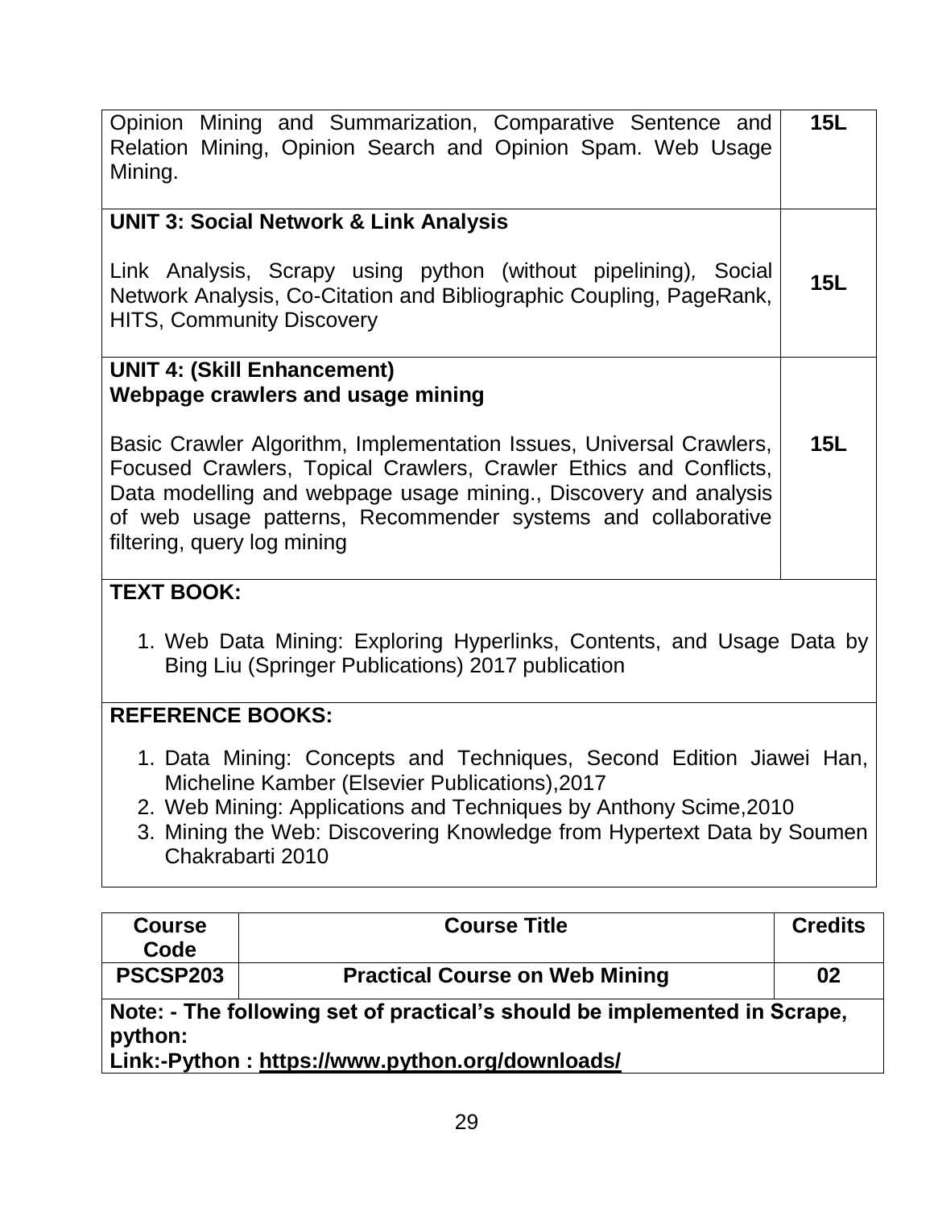| | |
|---|---|
| Opinion Mining and Summarization, Comparative Sentence and Relation Mining, Opinion Search and Opinion Spam. Web Usage Mining. | **15L** |
| **UNIT 3: Social Network & Link Analysis**<br><br>Link Analysis, Scrapy using python (without pipelining), Social Network Analysis, Co-Citation and Bibliographic Coupling, PageRank, HITS, Community Discovery | **15L** |
| **UNIT 4: (Skill Enhancement)**<br>**Webpage crawlers and usage mining**<br><br>Basic Crawler Algorithm, Implementation Issues, Universal Crawlers, Focused Crawlers, Topical Crawlers, Crawler Ethics and Conflicts, Data modelling and webpage usage mining., Discovery and analysis of web usage patterns, Recommender systems and collaborative filtering, query log mining | **15L** |

**TEXT BOOK:**

1. Web Data Mining: Exploring Hyperlinks, Contents, and Usage Data by Bing Liu (Springer Publications) 2017 publication

**REFERENCE BOOKS:**

1. Data Mining: Concepts and Techniques, Second Edition Jiawei Han, Micheline Kamber (Elsevier Publications),2017
2. Web Mining: Applications and Techniques by Anthony Scime,2010
3. Mining the Web: Discovering Knowledge from Hypertext Data by Soumen Chakrabarti 2010

| Course Code | Course Title | Credits |
|---|---|---|
| **PSCSP203** | **Practical Course on Web Mining** | **02** |

**Note: - The following set of practical's should be implemented in Scrape, python:**
**Link:-Python : https://www.python.org/downloads/**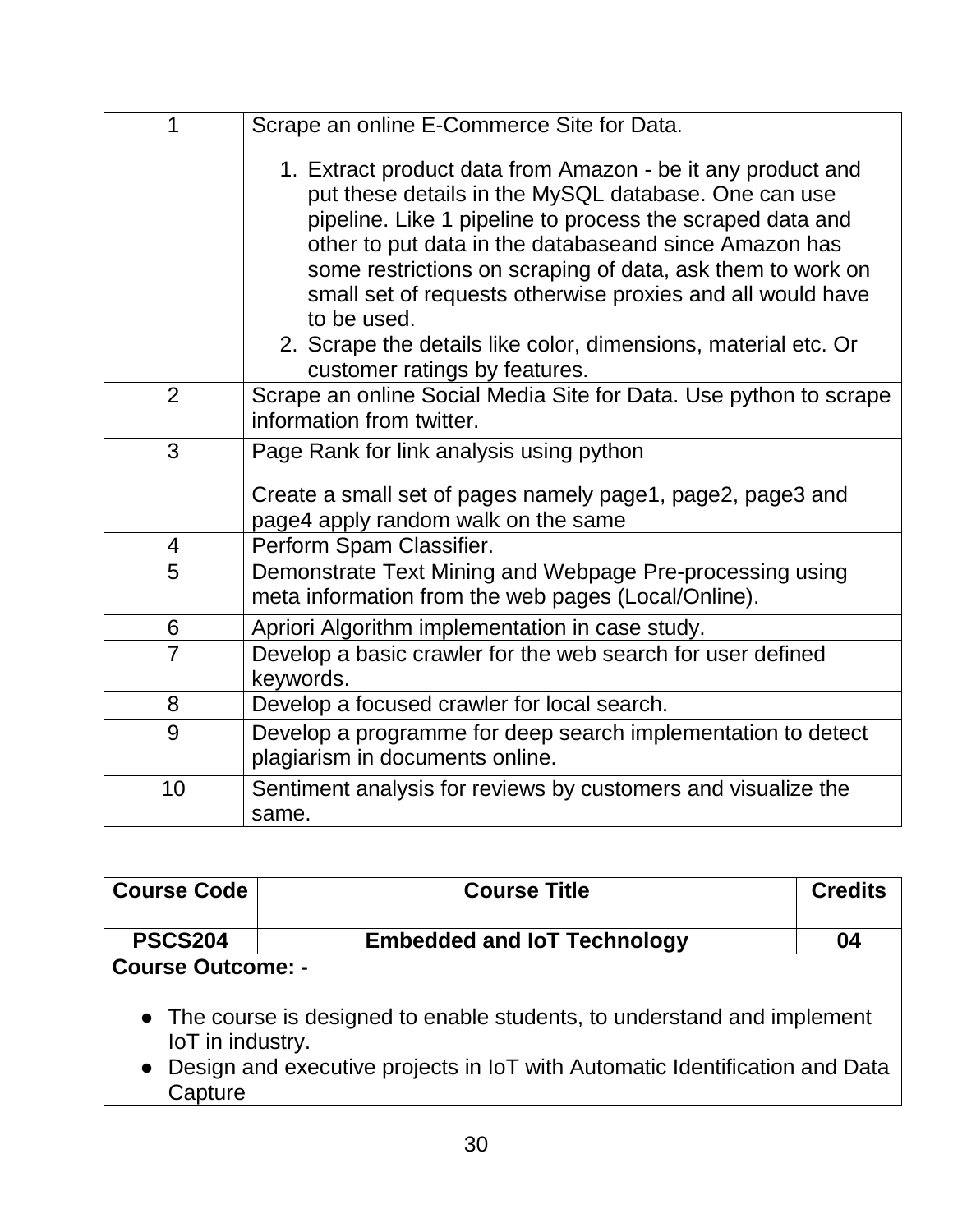| | |
|---|---|
| 1 | Scrape an online E-Commerce Site for Data.<br><br>1. Extract product data from Amazon - be it any product and put these details in the MySQL database. One can use pipeline. Like 1 pipeline to process the scraped data and other to put data in the databaseand since Amazon has some restrictions on scraping of data, ask them to work on small set of requests otherwise proxies and all would have to be used.<br>2. Scrape the details like color, dimensions, material etc. Or customer ratings by features. |
| 2 | Scrape an online Social Media Site for Data. Use python to scrape information from twitter. |
| 3 | Page Rank for link analysis using python<br><br>Create a small set of pages namely page1, page2, page3 and page4 apply random walk on the same |
| 4 | Perform Spam Classifier. |
| 5 | Demonstrate Text Mining and Webpage Pre-processing using meta information from the web pages (Local/Online). |
| 6 | Apriori Algorithm implementation in case study. |
| 7 | Develop a basic crawler for the web search for user defined keywords. |
| 8 | Develop a focused crawler for local search. |
| 9 | Develop a programme for deep search implementation to detect plagiarism in documents online. |
| 10 | Sentiment analysis for reviews by customers and visualize the same. |

| Course Code | Course Title | Credits |
|---|---|---|
| **PSCS204** | **Embedded and IoT Technology** | **04** |

**Course Outcome: -**

- The course is designed to enable students, to understand and implement IoT in industry.
- Design and executive projects in IoT with Automatic Identification and Data Capture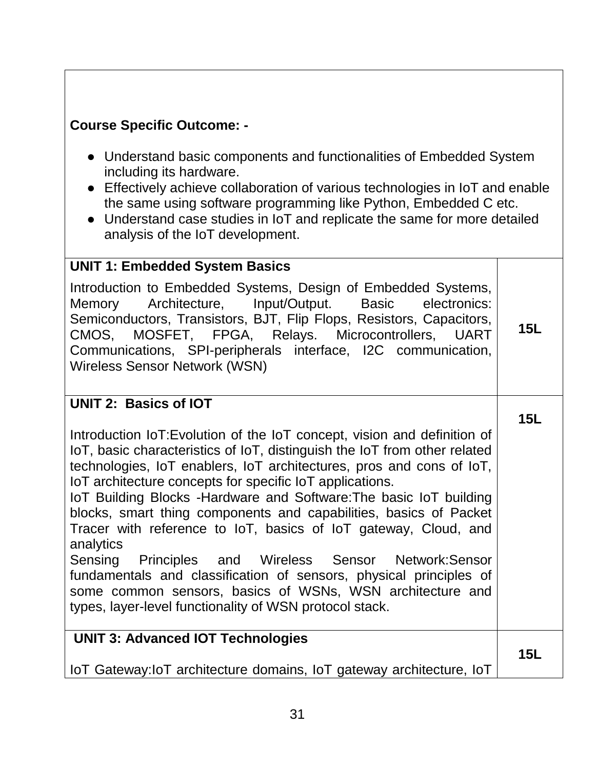**Course Specific Outcome: -**

- Understand basic components and functionalities of Embedded System including its hardware.
- Effectively achieve collaboration of various technologies in IoT and enable the same using software programming like Python, Embedded C etc.
- Understand case studies in IoT and replicate the same for more detailed analysis of the IoT development.

| | |
|---|---|
| **UNIT 1: Embedded System Basics**<br><br>Introduction to Embedded Systems, Design of Embedded Systems, Memory Architecture, Input/Output. Basic electronics: Semiconductors, Transistors, BJT, Flip Flops, Resistors, Capacitors, CMOS, MOSFET, FPGA, Relays. Microcontrollers, UART Communications, SPI-peripherals interface, I2C communication, Wireless Sensor Network (WSN) | **15L** |
| **UNIT 2: Basics of IOT**<br><br>Introduction IoT:Evolution of the IoT concept, vision and definition of IoT, basic characteristics of IoT, distinguish the IoT from other related technologies, IoT enablers, IoT architectures, pros and cons of IoT, IoT architecture concepts for specific IoT applications.<br>IoT Building Blocks -Hardware and Software:The basic IoT building blocks, smart thing components and capabilities, basics of Packet Tracer with reference to IoT, basics of IoT gateway, Cloud, and analytics<br>Sensing Principles and Wireless Sensor Network:Sensor fundamentals and classification of sensors, physical principles of some common sensors, basics of WSNs, WSN architecture and types, layer-level functionality of WSN protocol stack. | **15L** |
| **UNIT 3: Advanced IOT Technologies**<br><br>IoT Gateway:IoT architecture domains, IoT gateway architecture, IoT | **15L** |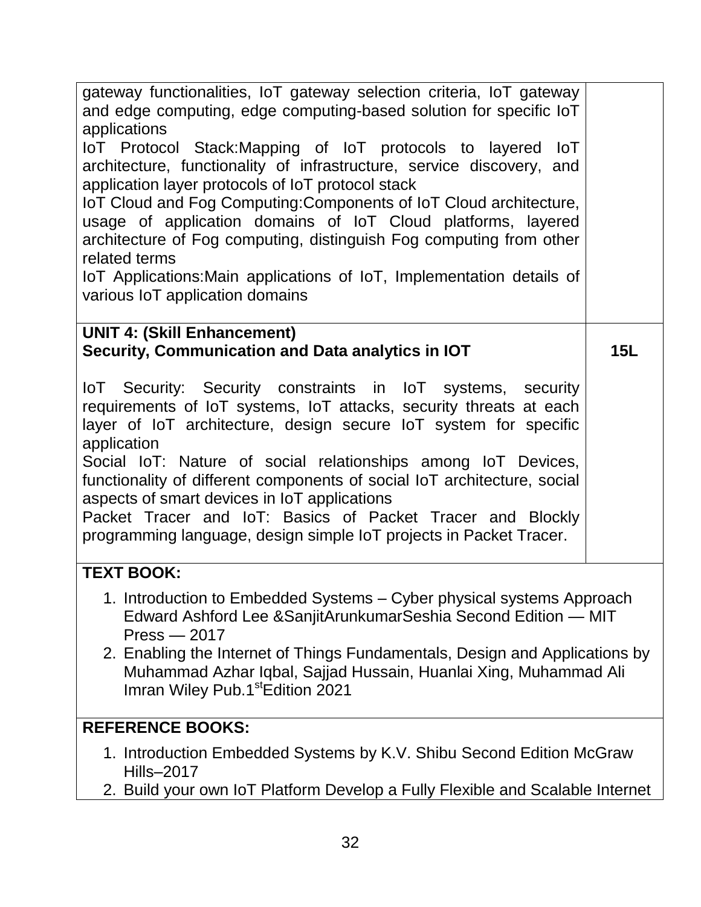| | |
|---|---|
| gateway functionalities, IoT gateway selection criteria, IoT gateway and edge computing, edge computing-based solution for specific IoT applications<br>IoT Protocol Stack:Mapping of IoT protocols to layered IoT architecture, functionality of infrastructure, service discovery, and application layer protocols of IoT protocol stack<br>IoT Cloud and Fog Computing:Components of IoT Cloud architecture, usage of application domains of IoT Cloud platforms, layered architecture of Fog computing, distinguish Fog computing from other related terms<br>IoT Applications:Main applications of IoT, Implementation details of various IoT application domains | |
| **UNIT 4: (Skill Enhancement)**<br>**Security, Communication and Data analytics in IOT**<br><br>IoT Security: Security constraints in IoT systems, security requirements of IoT systems, IoT attacks, security threats at each layer of IoT architecture, design secure IoT system for specific application<br>Social IoT: Nature of social relationships among IoT Devices, functionality of different components of social IoT architecture, social aspects of smart devices in IoT applications<br>Packet Tracer and IoT: Basics of Packet Tracer and Blockly programming language, design simple IoT projects in Packet Tracer. | **15L** |

**TEXT BOOK:**

1. Introduction to Embedded Systems – Cyber physical systems Approach Edward Ashford Lee &SanjitArunkumarSeshia Second Edition — MIT Press — 2017
2. Enabling the Internet of Things Fundamentals, Design and Applications by Muhammad Azhar Iqbal, Sajjad Hussain, Huanlai Xing, Muhammad Ali Imran Wiley Pub.1st Edition 2021

**REFERENCE BOOKS:**

1. Introduction Embedded Systems by K.V. Shibu Second Edition McGraw Hills–2017
2. Build your own IoT Platform Develop a Fully Flexible and Scalable Internet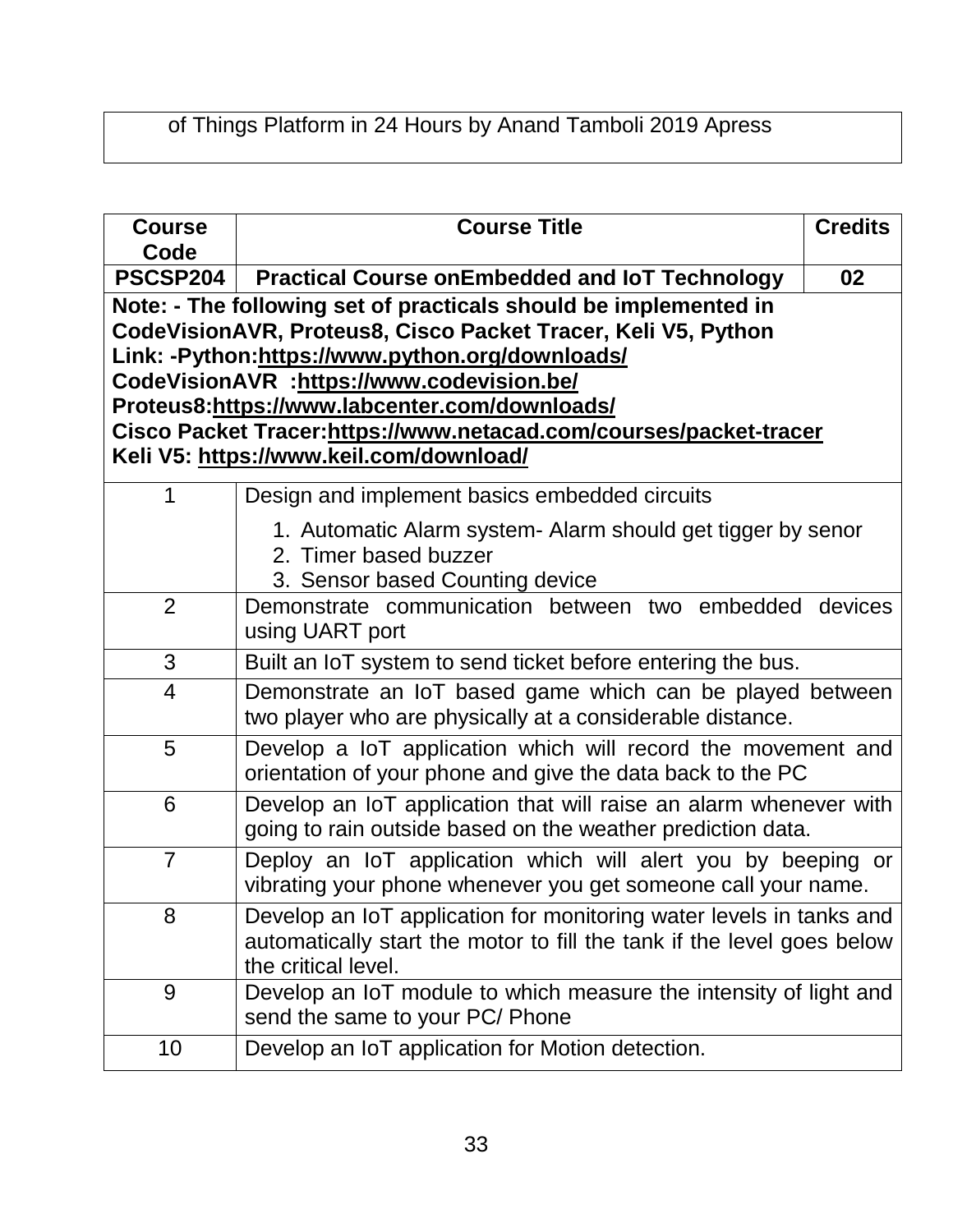| of Things Platform in 24 Hours by Anand Tamboli 2019 Apress |
|---|

| Course Code | Course Title | Credits |
|---|---|---|
| **PSCSP204** | **Practical Course onEmbedded and IoT Technology** | **02** |
| **Note: - The following set of practicals should be implemented in CodeVisionAVR, Proteus8, Cisco Packet Tracer, Keli V5, Python**<br>**Link: -Python:https://www.python.org/downloads/**<br>**CodeVisionAVR :https://www.codevision.be/**<br>**Proteus8:https://www.labcenter.com/downloads/**<br>**Cisco Packet Tracer:https://www.netacad.com/courses/packet-tracer**<br>**Keli V5: https://www.keil.com/download/** | | |
| 1 | Design and implement basics embedded circuits<br>1. Automatic Alarm system- Alarm should get tigger by senor<br>2. Timer based buzzer<br>3. Sensor based Counting device | |
| 2 | Demonstrate communication between two embedded devices using UART port | |
| 3 | Built an IoT system to send ticket before entering the bus. | |
| 4 | Demonstrate an IoT based game which can be played between two player who are physically at a considerable distance. | |
| 5 | Develop a IoT application which will record the movement and orientation of your phone and give the data back to the PC | |
| 6 | Develop an IoT application that will raise an alarm whenever with going to rain outside based on the weather prediction data. | |
| 7 | Deploy an IoT application which will alert you by beeping or vibrating your phone whenever you get someone call your name. | |
| 8 | Develop an IoT application for monitoring water levels in tanks and automatically start the motor to fill the tank if the level goes below the critical level. | |
| 9 | Develop an IoT module to which measure the intensity of light and send the same to your PC/ Phone | |
| 10 | Develop an IoT application for Motion detection. | |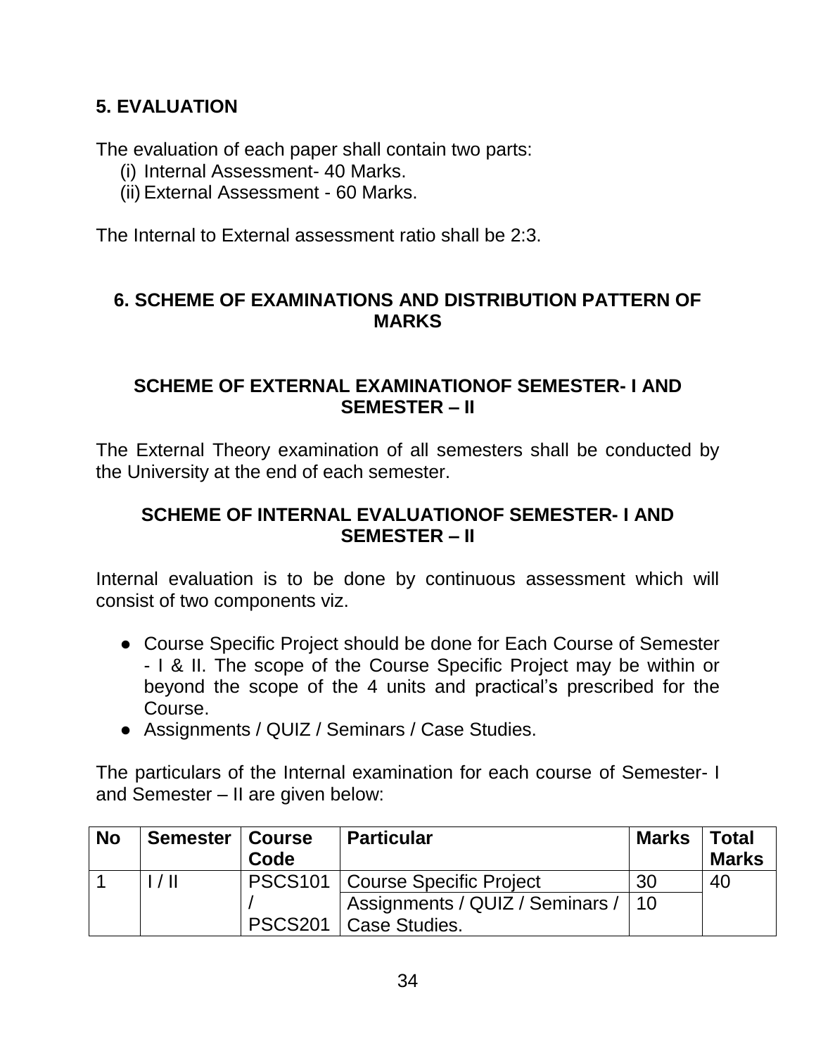## 5. EVALUATION

The evaluation of each paper shall contain two parts:

(i) Internal Assessment- 40 Marks.
(ii) External Assessment - 60 Marks.

The Internal to External assessment ratio shall be 2:3.

## 6. SCHEME OF EXAMINATIONS AND DISTRIBUTION PATTERN OF MARKS

### SCHEME OF EXTERNAL EXAMINATIONOF SEMESTER- I AND SEMESTER – II

The External Theory examination of all semesters shall be conducted by the University at the end of each semester.

### SCHEME OF INTERNAL EVALUATIONOF SEMESTER- I AND SEMESTER – II

Internal evaluation is to be done by continuous assessment which will consist of two components viz.

- Course Specific Project should be done for Each Course of Semester - I & II. The scope of the Course Specific Project may be within or beyond the scope of the 4 units and practical's prescribed for the Course.
- Assignments / QUIZ / Seminars / Case Studies.

The particulars of the Internal examination for each course of Semester- I and Semester – II are given below:

| No | Semester | Course Code | Particular | Marks | Total Marks |
|---|---|---|---|---|---|
| 1 | I / II | PSCS101 / PSCS201 | Course Specific Project | 30 | 40 |
| | | | Assignments / QUIZ / Seminars / Case Studies. | 10 | |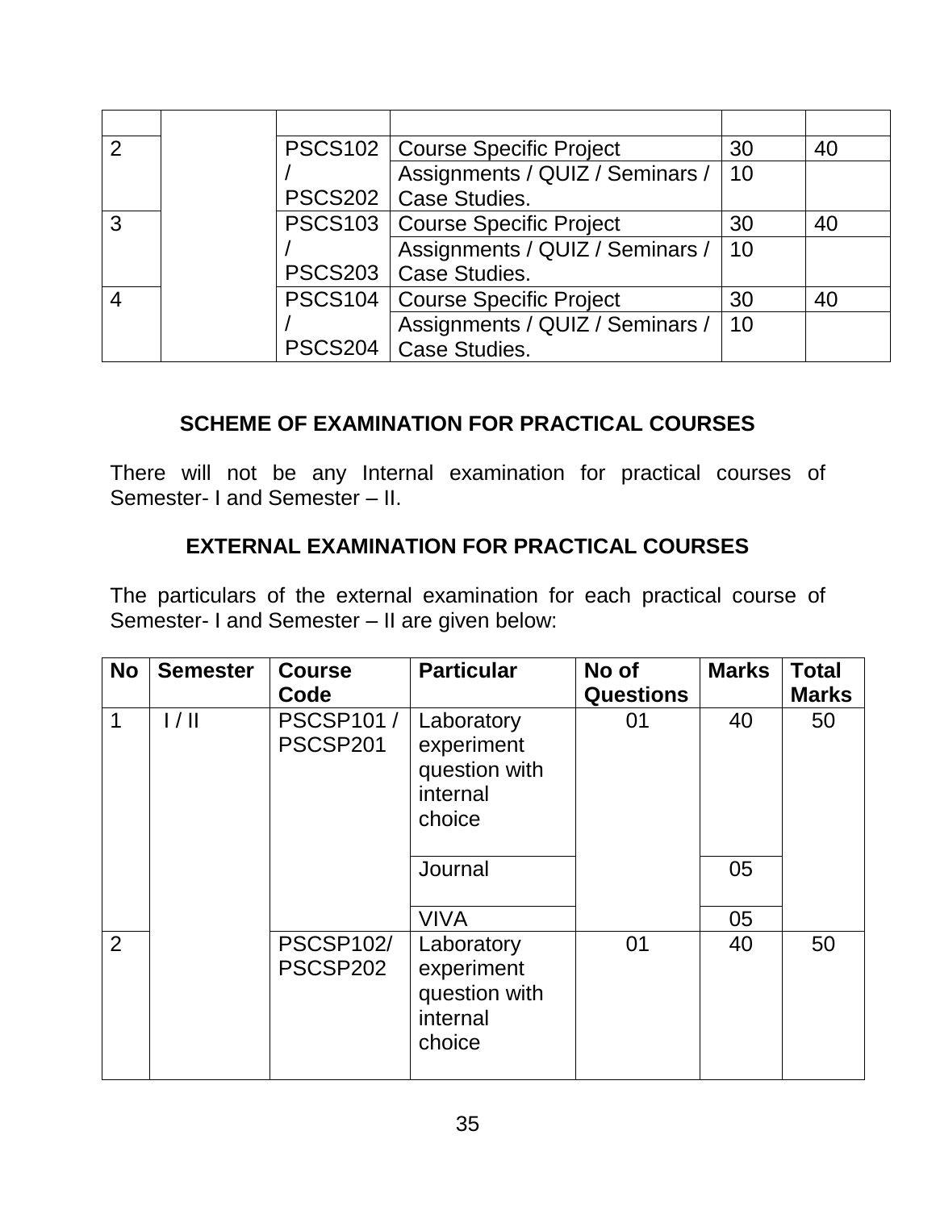| | | | | | |
|---|---|---|---|---|---|
| 2 | | PSCS102 / PSCS202 | Course Specific Project | 30 | 40 |
| | | | Assignments / QUIZ / Seminars / Case Studies. | 10 | |
| 3 | | PSCS103 / PSCS203 | Course Specific Project | 30 | 40 |
| | | | Assignments / QUIZ / Seminars / Case Studies. | 10 | |
| 4 | | PSCS104 / PSCS204 | Course Specific Project | 30 | 40 |
| | | | Assignments / QUIZ / Seminars / Case Studies. | 10 | |

## SCHEME OF EXAMINATION FOR PRACTICAL COURSES

There will not be any Internal examination for practical courses of Semester- I and Semester – II.

## EXTERNAL EXAMINATION FOR PRACTICAL COURSES

The particulars of the external examination for each practical course of Semester- I and Semester – II are given below:

| No | Semester | Course Code | Particular | No of Questions | Marks | Total Marks |
|---|---|---|---|---|---|---|
| 1 | I / II | PSCSP101 / PSCSP201 | Laboratory experiment question with internal choice | 01 | 40 | 50 |
| | | | Journal | | 05 | |
| | | | VIVA | | 05 | |
| 2 | | PSCSP102/ PSCSP202 | Laboratory experiment question with internal choice | 01 | 40 | 50 |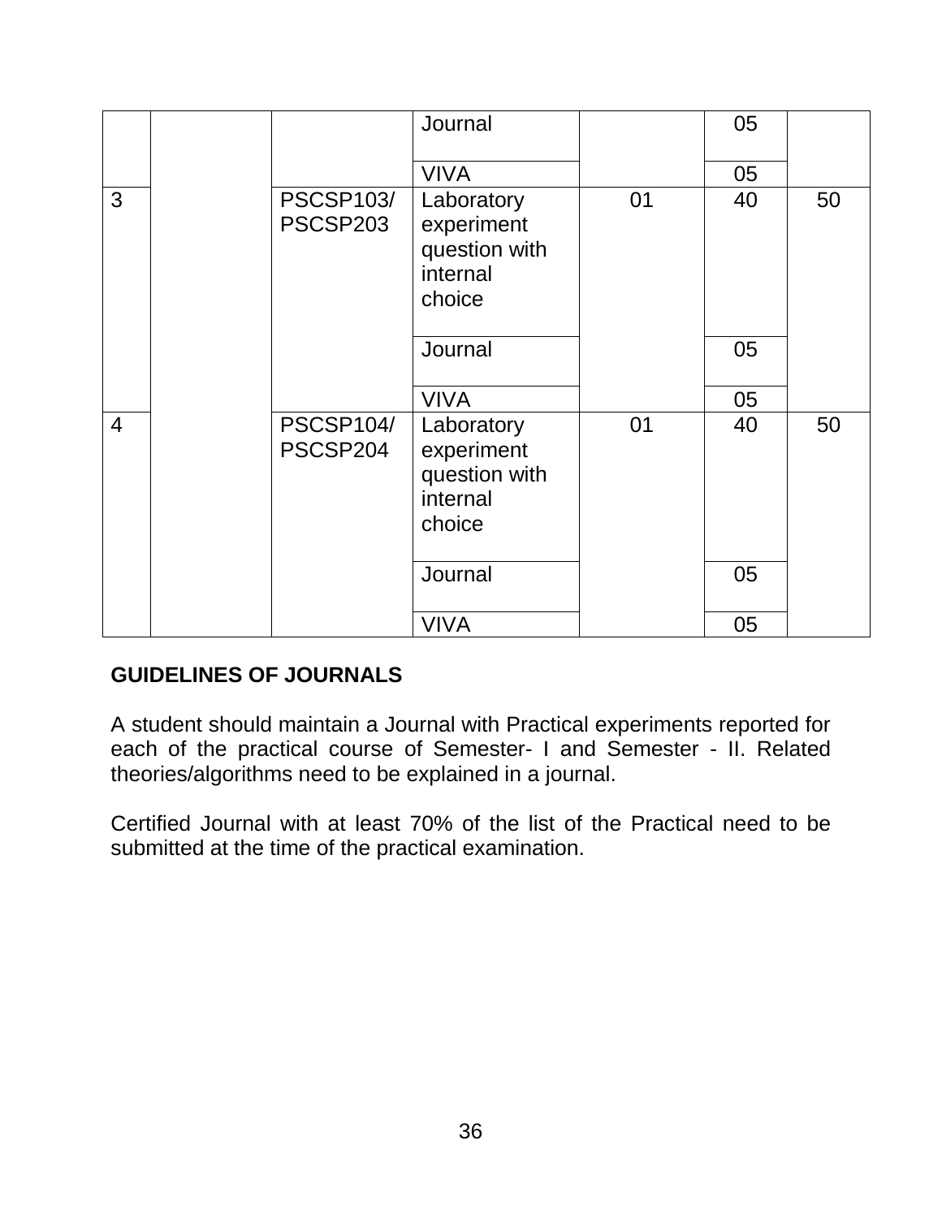| | | | Journal | | 05 | |
|---|---|---|---|---|---|---|
| | | | VIVA | | 05 | |
| 3 | | PSCSP103/ PSCSP203 | Laboratory experiment question with internal choice | 01 | 40 | 50 |
| | | | Journal | | 05 | |
| | | | VIVA | | 05 | |
| 4 | | PSCSP104/ PSCSP204 | Laboratory experiment question with internal choice | 01 | 40 | 50 |
| | | | Journal | | 05 | |
| | | | VIVA | | 05 | |

**GUIDELINES OF JOURNALS**

A student should maintain a Journal with Practical experiments reported for each of the practical course of Semester- I and Semester - II. Related theories/algorithms need to be explained in a journal.

Certified Journal with at least 70% of the list of the Practical need to be submitted at the time of the practical examination.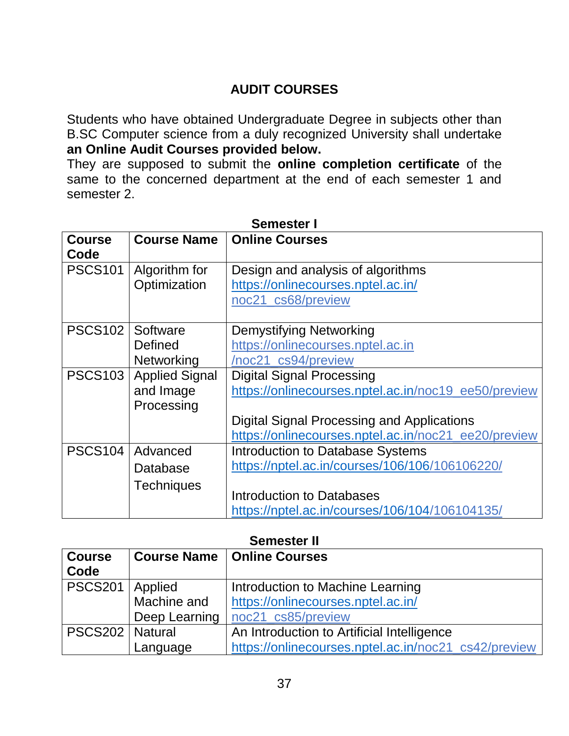## AUDIT COURSES

Students who have obtained Undergraduate Degree in subjects other than B.SC Computer science from a duly recognized University shall undertake **an Online Audit Courses provided below.**
They are supposed to submit the **online completion certificate** of the same to the concerned department at the end of each semester 1 and semester 2.

**Semester I**

| Course Code | Course Name | Online Courses |
|---|---|---|
| PSCS101 | Algorithm for Optimization | Design and analysis of algorithms https://onlinecourses.nptel.ac.in/noc21_cs68/preview |
| PSCS102 | Software Defined Networking | Demystifying Networking https://onlinecourses.nptel.ac.in/noc21_cs94/preview |
| PSCS103 | Applied Signal and Image Processing | Digital Signal Processing https://onlinecourses.nptel.ac.in/noc19_ee50/preview<br><br>Digital Signal Processing and Applications https://onlinecourses.nptel.ac.in/noc21_ee20/preview |
| PSCS104 | Advanced Database Techniques | Introduction to Database Systems https://nptel.ac.in/courses/106/106/106106220/<br><br>Introduction to Databases https://nptel.ac.in/courses/106/104/106104135/ |

**Semester II**

| Course Code | Course Name | Online Courses |
|---|---|---|
| PSCS201 | Applied Machine and Deep Learning | Introduction to Machine Learning https://onlinecourses.nptel.ac.in/noc21_cs85/preview |
| PSCS202 | Natural Language | An Introduction to Artificial Intelligence https://onlinecourses.nptel.ac.in/noc21_cs42/preview |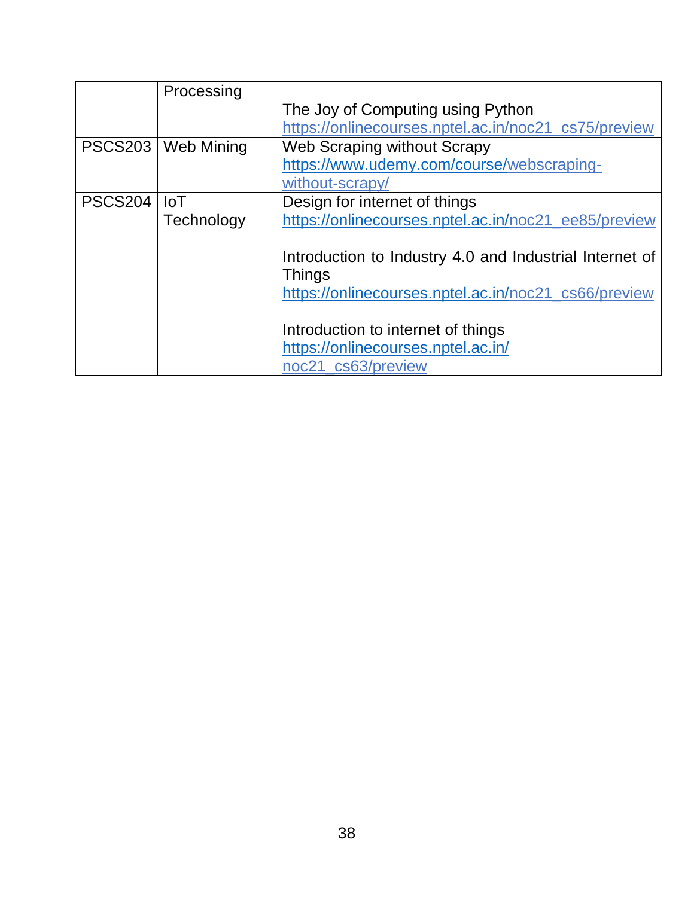| | | |
|---|---|---|
| | Processing | The Joy of Computing using Python<br>https://onlinecourses.nptel.ac.in/noc21_cs75/preview |
| PSCS203 | Web Mining | Web Scraping without Scrapy<br>https://www.udemy.com/course/webscraping-without-scrapy/ |
| PSCS204 | IoT Technology | Design for internet of things<br>https://onlinecourses.nptel.ac.in/noc21_ee85/preview<br><br>Introduction to Industry 4.0 and Industrial Internet of Things<br>https://onlinecourses.nptel.ac.in/noc21_cs66/preview<br><br>Introduction to internet of things<br>https://onlinecourses.nptel.ac.in/noc21_cs63/preview |